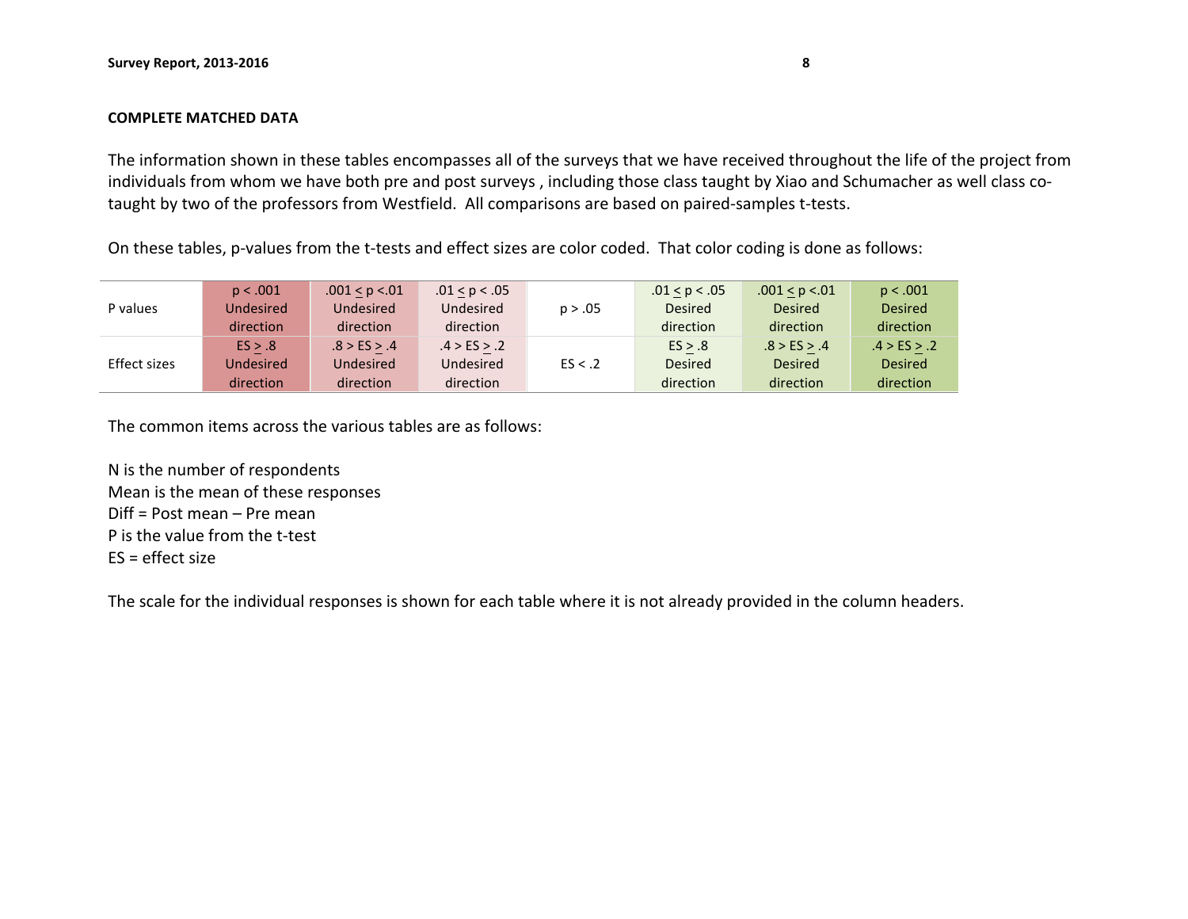## COMPLETE MATCHED DATA

The information shown in these tables encompasses all of the surveys that we have received throughout the life of the project from individuals from whom we have both pre and post surveys , including those class taught by Xiao and Schumacher as well class co-taught by two of the professors from Westfield. All comparisons are based on paired-samples t-tests.

On these tables, p-values from the t-tests and effect sizes are color coded. That color coding is done as follows:

| | | | | | | | |
|---|---|---|---|---|---|---|---|
| P values | $p < .001$ Undesired direction | $.001 \leq p < .01$ Undesired direction | $.01 \leq p < .05$ Undesired direction | $p > .05$ | $.01 \leq p < .05$ Desired direction | $.001 \leq p < .01$ Desired direction | $p < .001$ Desired direction |
| Effect sizes | $ES \geq .8$ Undesired direction | $.8 > ES \geq .4$ Undesired direction | $.4 > ES \geq .2$ Undesired direction | $ES < .2$ | $ES \geq .8$ Desired direction | $.8 > ES \geq .4$ Desired direction | $.4 > ES \geq .2$ Desired direction |

The common items across the various tables are as follows:

N is the number of respondents
Mean is the mean of these responses
Diff = Post mean – Pre mean
P is the value from the t-test
ES = effect size

The scale for the individual responses is shown for each table where it is not already provided in the column headers.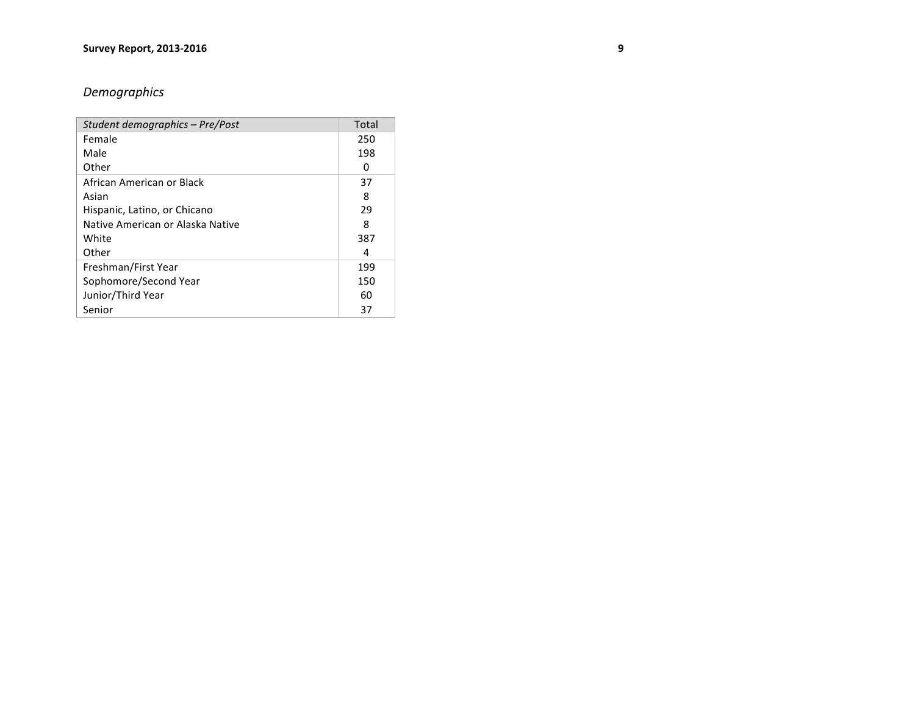## *Demographics*

| *Student demographics – Pre/Post* | Total |
|---|---|
| Female | 250 |
| Male | 198 |
| Other | 0 |
| African American or Black | 37 |
| Asian | 8 |
| Hispanic, Latino, or Chicano | 29 |
| Native American or Alaska Native | 8 |
| White | 387 |
| Other | 4 |
| Freshman/First Year | 199 |
| Sophomore/Second Year | 150 |
| Junior/Third Year | 60 |
| Senior | 37 |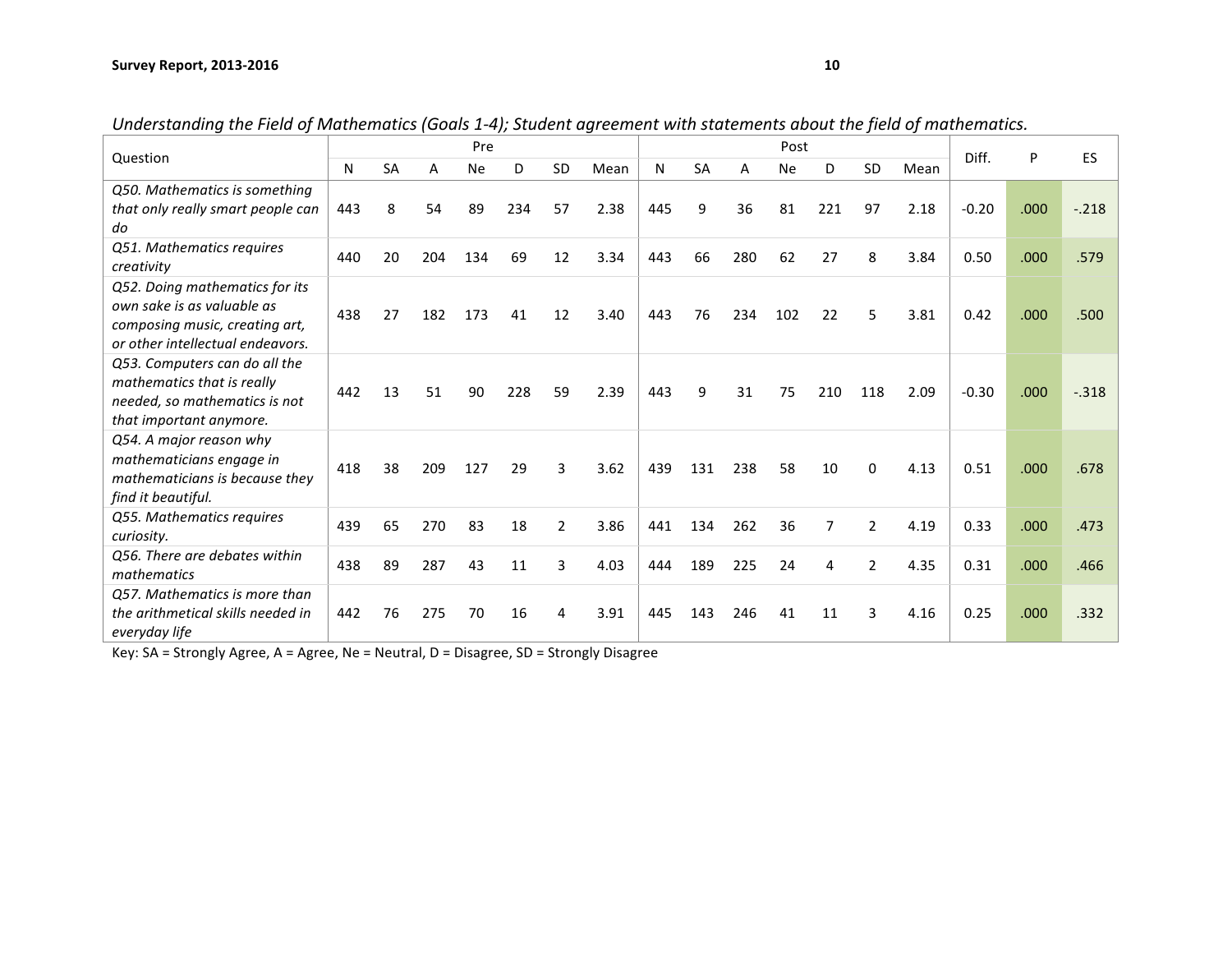*Understanding the Field of Mathematics (Goals 1-4); Student agreement with statements about the field of mathematics.*

| Question | Pre | | | | | | | Post | | | | | | | Diff. | P | ES |
|---|---|---|---|---|---|---|---|---|---|---|---|---|---|---|---|---|---|
| | N | SA | A | Ne | D | SD | Mean | N | SA | A | Ne | D | SD | Mean | | | |
| *Q50. Mathematics is something that only really smart people can do* | 443 | 8 | 54 | 89 | 234 | 57 | 2.38 | 445 | 9 | 36 | 81 | 221 | 97 | 2.18 | -0.20 | .000 | -.218 |
| *Q51. Mathematics requires creativity* | 440 | 20 | 204 | 134 | 69 | 12 | 3.34 | 443 | 66 | 280 | 62 | 27 | 8 | 3.84 | 0.50 | .000 | .579 |
| *Q52. Doing mathematics for its own sake is as valuable as composing music, creating art, or other intellectual endeavors.* | 438 | 27 | 182 | 173 | 41 | 12 | 3.40 | 443 | 76 | 234 | 102 | 22 | 5 | 3.81 | 0.42 | .000 | .500 |
| *Q53. Computers can do all the mathematics that is really needed, so mathematics is not that important anymore.* | 442 | 13 | 51 | 90 | 228 | 59 | 2.39 | 443 | 9 | 31 | 75 | 210 | 118 | 2.09 | -0.30 | .000 | -.318 |
| *Q54. A major reason why mathematicians engage in mathematicians is because they find it beautiful.* | 418 | 38 | 209 | 127 | 29 | 3 | 3.62 | 439 | 131 | 238 | 58 | 10 | 0 | 4.13 | 0.51 | .000 | .678 |
| *Q55. Mathematics requires curiosity.* | 439 | 65 | 270 | 83 | 18 | 2 | 3.86 | 441 | 134 | 262 | 36 | 7 | 2 | 4.19 | 0.33 | .000 | .473 |
| *Q56. There are debates within mathematics* | 438 | 89 | 287 | 43 | 11 | 3 | 4.03 | 444 | 189 | 225 | 24 | 4 | 2 | 4.35 | 0.31 | .000 | .466 |
| *Q57. Mathematics is more than the arithmetical skills needed in everyday life* | 442 | 76 | 275 | 70 | 16 | 4 | 3.91 | 445 | 143 | 246 | 41 | 11 | 3 | 4.16 | 0.25 | .000 | .332 |

Key: SA = Strongly Agree, A = Agree, Ne = Neutral, D = Disagree, SD = Strongly Disagree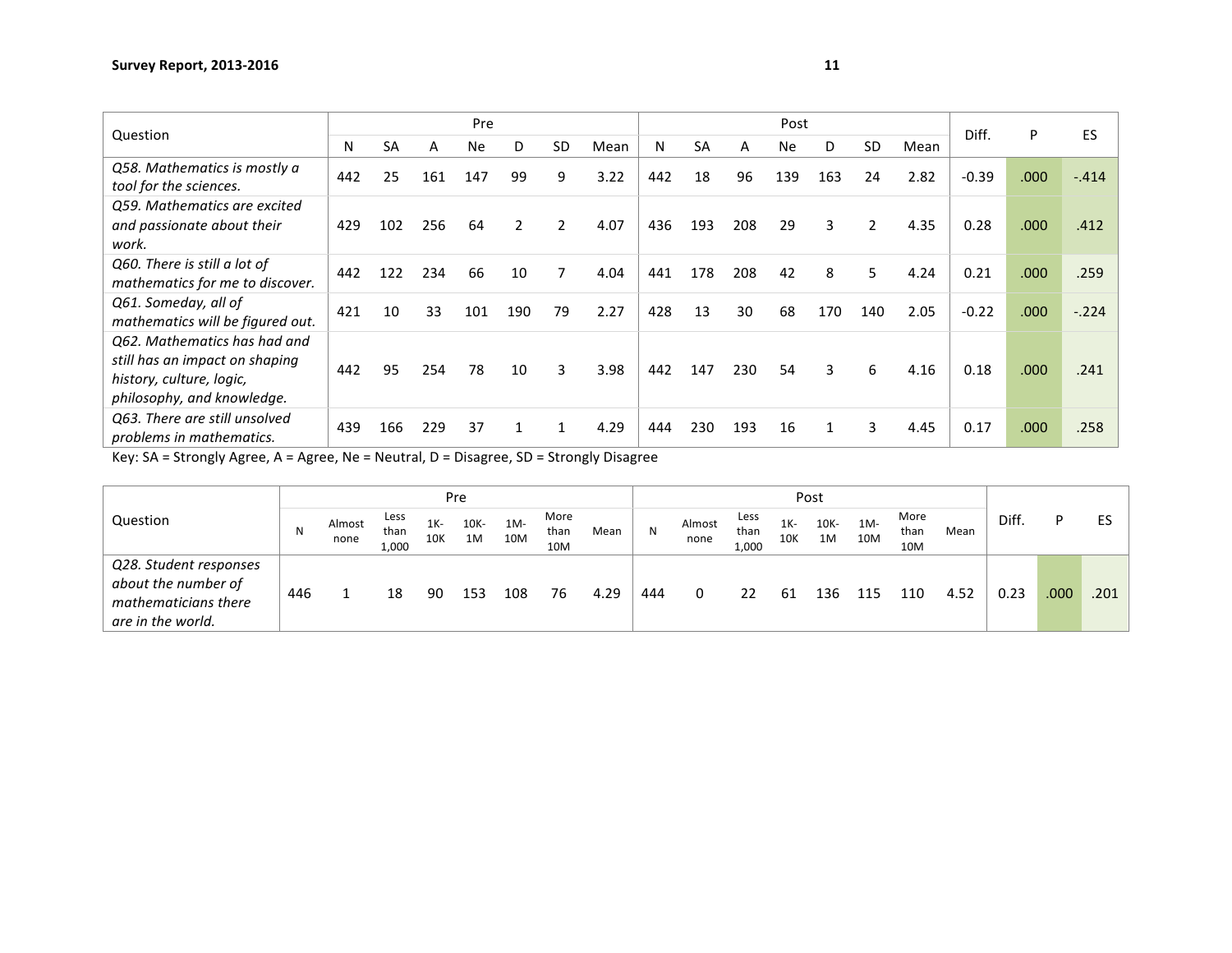| Question | Pre | | | | | | | Post | | | | | | | Diff. | P | ES |
|---|---|---|---|---|---|---|---|---|---|---|---|---|---|---|---|---|---|
| | N | SA | A | Ne | D | SD | Mean | N | SA | A | Ne | D | SD | Mean | | | |
| *Q58. Mathematics is mostly a tool for the sciences.* | 442 | 25 | 161 | 147 | 99 | 9 | 3.22 | 442 | 18 | 96 | 139 | 163 | 24 | 2.82 | -0.39 | .000 | -.414 |
| *Q59. Mathematics are excited and passionate about their work.* | 429 | 102 | 256 | 64 | 2 | 2 | 4.07 | 436 | 193 | 208 | 29 | 3 | 2 | 4.35 | 0.28 | .000 | .412 |
| *Q60. There is still a lot of mathematics for me to discover.* | 442 | 122 | 234 | 66 | 10 | 7 | 4.04 | 441 | 178 | 208 | 42 | 8 | 5 | 4.24 | 0.21 | .000 | .259 |
| *Q61. Someday, all of mathematics will be figured out.* | 421 | 10 | 33 | 101 | 190 | 79 | 2.27 | 428 | 13 | 30 | 68 | 170 | 140 | 2.05 | -0.22 | .000 | -.224 |
| *Q62. Mathematics has had and still has an impact on shaping history, culture, logic, philosophy, and knowledge.* | 442 | 95 | 254 | 78 | 10 | 3 | 3.98 | 442 | 147 | 230 | 54 | 3 | 6 | 4.16 | 0.18 | .000 | .241 |
| *Q63. There are still unsolved problems in mathematics.* | 439 | 166 | 229 | 37 | 1 | 1 | 4.29 | 444 | 230 | 193 | 16 | 1 | 3 | 4.45 | 0.17 | .000 | .258 |

Key: SA = Strongly Agree, A = Agree, Ne = Neutral, D = Disagree, SD = Strongly Disagree

| Question | Pre | | | | | | | | Post | | | | | | | | Diff. | P | ES |
|---|---|---|---|---|---|---|---|---|---|---|---|---|---|---|---|---|---|---|---|
| | N | Almost none | Less than 1,000 | 1K-10K | 10K-1M | 1M-10M | More than 10M | Mean | N | Almost none | Less than 1,000 | 1K-10K | 10K-1M | 1M-10M | More than 10M | Mean | | | |
| *Q28. Student responses about the number of mathematicians there are in the world.* | 446 | 1 | 18 | 90 | 153 | 108 | 76 | 4.29 | 444 | 0 | 22 | 61 | 136 | 115 | 110 | 4.52 | 0.23 | .000 | .201 |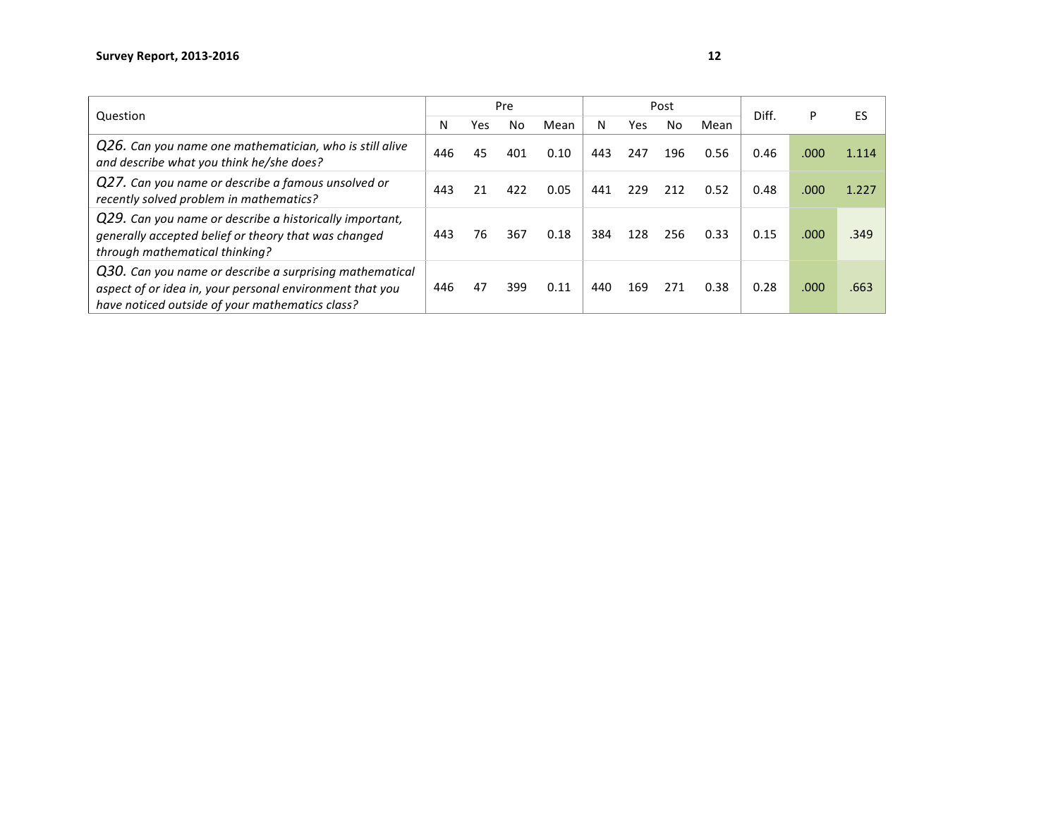| Question | Pre | | | | Post | | | | Diff. | P | ES |
|---|---|---|---|---|---|---|---|---|---|---|---|
| | N | Yes | No | Mean | N | Yes | No | Mean | | | |
| *Q26. Can you name one mathematician, who is still alive and describe what you think he/she does?* | 446 | 45 | 401 | 0.10 | 443 | 247 | 196 | 0.56 | 0.46 | .000 | 1.114 |
| *Q27. Can you name or describe a famous unsolved or recently solved problem in mathematics?* | 443 | 21 | 422 | 0.05 | 441 | 229 | 212 | 0.52 | 0.48 | .000 | 1.227 |
| *Q29. Can you name or describe a historically important, generally accepted belief or theory that was changed through mathematical thinking?* | 443 | 76 | 367 | 0.18 | 384 | 128 | 256 | 0.33 | 0.15 | .000 | .349 |
| *Q30. Can you name or describe a surprising mathematical aspect of or idea in, your personal environment that you have noticed outside of your mathematics class?* | 446 | 47 | 399 | 0.11 | 440 | 169 | 271 | 0.38 | 0.28 | .000 | .663 |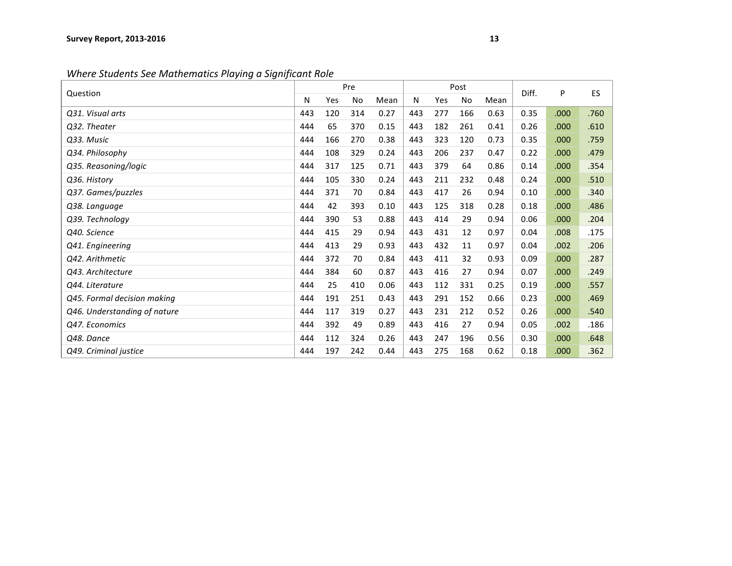*Where Students See Mathematics Playing a Significant Role*

| Question | Pre | | | | Post | | | | Diff. | P | ES |
|---|---|---|---|---|---|---|---|---|---|---|---|
| | N | Yes | No | Mean | N | Yes | No | Mean | | | |
| *Q31. Visual arts* | 443 | 120 | 314 | 0.27 | 443 | 277 | 166 | 0.63 | 0.35 | .000 | .760 |
| *Q32. Theater* | 444 | 65 | 370 | 0.15 | 443 | 182 | 261 | 0.41 | 0.26 | .000 | .610 |
| *Q33. Music* | 444 | 166 | 270 | 0.38 | 443 | 323 | 120 | 0.73 | 0.35 | .000 | .759 |
| *Q34. Philosophy* | 444 | 108 | 329 | 0.24 | 443 | 206 | 237 | 0.47 | 0.22 | .000 | .479 |
| *Q35. Reasoning/logic* | 444 | 317 | 125 | 0.71 | 443 | 379 | 64 | 0.86 | 0.14 | .000 | .354 |
| *Q36. History* | 444 | 105 | 330 | 0.24 | 443 | 211 | 232 | 0.48 | 0.24 | .000 | .510 |
| *Q37. Games/puzzles* | 444 | 371 | 70 | 0.84 | 443 | 417 | 26 | 0.94 | 0.10 | .000 | .340 |
| *Q38. Language* | 444 | 42 | 393 | 0.10 | 443 | 125 | 318 | 0.28 | 0.18 | .000 | .486 |
| *Q39. Technology* | 444 | 390 | 53 | 0.88 | 443 | 414 | 29 | 0.94 | 0.06 | .000 | .204 |
| *Q40. Science* | 444 | 415 | 29 | 0.94 | 443 | 431 | 12 | 0.97 | 0.04 | .008 | .175 |
| *Q41. Engineering* | 444 | 413 | 29 | 0.93 | 443 | 432 | 11 | 0.97 | 0.04 | .002 | .206 |
| *Q42. Arithmetic* | 444 | 372 | 70 | 0.84 | 443 | 411 | 32 | 0.93 | 0.09 | .000 | .287 |
| *Q43. Architecture* | 444 | 384 | 60 | 0.87 | 443 | 416 | 27 | 0.94 | 0.07 | .000 | .249 |
| *Q44. Literature* | 444 | 25 | 410 | 0.06 | 443 | 112 | 331 | 0.25 | 0.19 | .000 | .557 |
| *Q45. Formal decision making* | 444 | 191 | 251 | 0.43 | 443 | 291 | 152 | 0.66 | 0.23 | .000 | .469 |
| *Q46. Understanding of nature* | 444 | 117 | 319 | 0.27 | 443 | 231 | 212 | 0.52 | 0.26 | .000 | .540 |
| *Q47. Economics* | 444 | 392 | 49 | 0.89 | 443 | 416 | 27 | 0.94 | 0.05 | .002 | .186 |
| *Q48. Dance* | 444 | 112 | 324 | 0.26 | 443 | 247 | 196 | 0.56 | 0.30 | .000 | .648 |
| *Q49. Criminal justice* | 444 | 197 | 242 | 0.44 | 443 | 275 | 168 | 0.62 | 0.18 | .000 | .362 |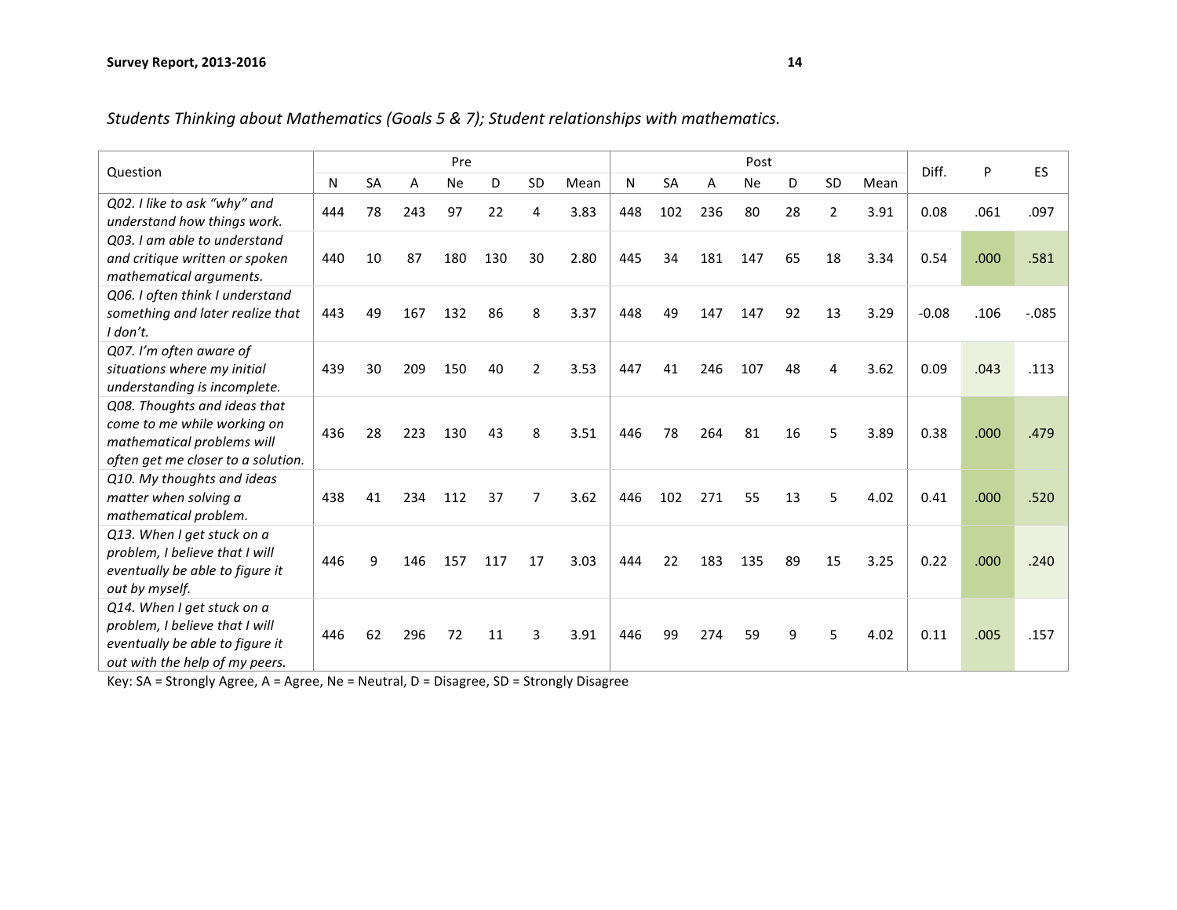*Students Thinking about Mathematics (Goals 5 & 7); Student relationships with mathematics.*

| Question | Pre | | | | | | | Post | | | | | | | Diff. | P | ES |
|---|---|---|---|---|---|---|---|---|---|---|---|---|---|---|---|---|---|
| | N | SA | A | Ne | D | SD | Mean | N | SA | A | Ne | D | SD | Mean | | | |
| *Q02. I like to ask "why" and understand how things work.* | 444 | 78 | 243 | 97 | 22 | 4 | 3.83 | 448 | 102 | 236 | 80 | 28 | 2 | 3.91 | 0.08 | .061 | .097 |
| *Q03. I am able to understand and critique written or spoken mathematical arguments.* | 440 | 10 | 87 | 180 | 130 | 30 | 2.80 | 445 | 34 | 181 | 147 | 65 | 18 | 3.34 | 0.54 | .000 | .581 |
| *Q06. I often think I understand something and later realize that I don't.* | 443 | 49 | 167 | 132 | 86 | 8 | 3.37 | 448 | 49 | 147 | 147 | 92 | 13 | 3.29 | -0.08 | .106 | -.085 |
| *Q07. I'm often aware of situations where my initial understanding is incomplete.* | 439 | 30 | 209 | 150 | 40 | 2 | 3.53 | 447 | 41 | 246 | 107 | 48 | 4 | 3.62 | 0.09 | .043 | .113 |
| *Q08. Thoughts and ideas that come to me while working on mathematical problems will often get me closer to a solution.* | 436 | 28 | 223 | 130 | 43 | 8 | 3.51 | 446 | 78 | 264 | 81 | 16 | 5 | 3.89 | 0.38 | .000 | .479 |
| *Q10. My thoughts and ideas matter when solving a mathematical problem.* | 438 | 41 | 234 | 112 | 37 | 7 | 3.62 | 446 | 102 | 271 | 55 | 13 | 5 | 4.02 | 0.41 | .000 | .520 |
| *Q13. When I get stuck on a problem, I believe that I will eventually be able to figure it out by myself.* | 446 | 9 | 146 | 157 | 117 | 17 | 3.03 | 444 | 22 | 183 | 135 | 89 | 15 | 3.25 | 0.22 | .000 | .240 |
| *Q14. When I get stuck on a problem, I believe that I will eventually be able to figure it out with the help of my peers.* | 446 | 62 | 296 | 72 | 11 | 3 | 3.91 | 446 | 99 | 274 | 59 | 9 | 5 | 4.02 | 0.11 | .005 | .157 |

Key: SA = Strongly Agree, A = Agree, Ne = Neutral, D = Disagree, SD = Strongly Disagree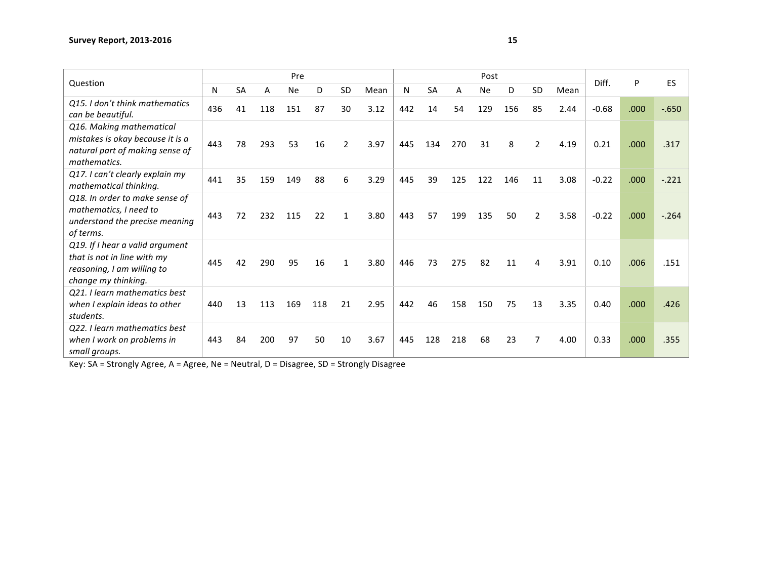| Question | Pre | | | | | | | Post | | | | | | | Diff. | P | ES |
|---|---|---|---|---|---|---|---|---|---|---|---|---|---|---|---|---|---|
| | N | SA | A | Ne | D | SD | Mean | N | SA | A | Ne | D | SD | Mean | | | |
| *Q15. I don't think mathematics can be beautiful.* | 436 | 41 | 118 | 151 | 87 | 30 | 3.12 | 442 | 14 | 54 | 129 | 156 | 85 | 2.44 | -0.68 | .000 | -.650 |
| *Q16. Making mathematical mistakes is okay because it is a natural part of making sense of mathematics.* | 443 | 78 | 293 | 53 | 16 | 2 | 3.97 | 445 | 134 | 270 | 31 | 8 | 2 | 4.19 | 0.21 | .000 | .317 |
| *Q17. I can't clearly explain my mathematical thinking.* | 441 | 35 | 159 | 149 | 88 | 6 | 3.29 | 445 | 39 | 125 | 122 | 146 | 11 | 3.08 | -0.22 | .000 | -.221 |
| *Q18. In order to make sense of mathematics, I need to understand the precise meaning of terms.* | 443 | 72 | 232 | 115 | 22 | 1 | 3.80 | 443 | 57 | 199 | 135 | 50 | 2 | 3.58 | -0.22 | .000 | -.264 |
| *Q19. If I hear a valid argument that is not in line with my reasoning, I am willing to change my thinking.* | 445 | 42 | 290 | 95 | 16 | 1 | 3.80 | 446 | 73 | 275 | 82 | 11 | 4 | 3.91 | 0.10 | .006 | .151 |
| *Q21. I learn mathematics best when I explain ideas to other students.* | 440 | 13 | 113 | 169 | 118 | 21 | 2.95 | 442 | 46 | 158 | 150 | 75 | 13 | 3.35 | 0.40 | .000 | .426 |
| *Q22. I learn mathematics best when I work on problems in small groups.* | 443 | 84 | 200 | 97 | 50 | 10 | 3.67 | 445 | 128 | 218 | 68 | 23 | 7 | 4.00 | 0.33 | .000 | .355 |

Key: SA = Strongly Agree, A = Agree, Ne = Neutral, D = Disagree, SD = Strongly Disagree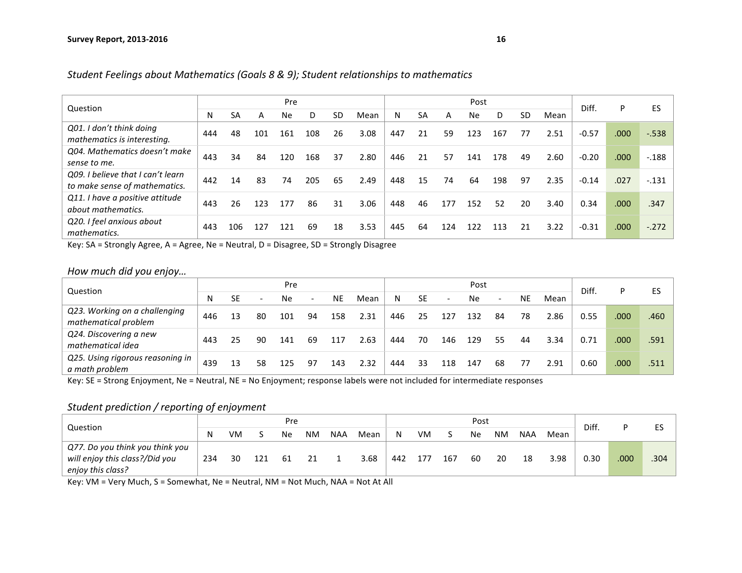*Student Feelings about Mathematics (Goals 8 & 9); Student relationships to mathematics*

| Question | Pre | | | | | | | Post | | | | | | | Diff. | P | ES |
|---|---|---|---|---|---|---|---|---|---|---|---|---|---|---|---|---|---|
| | N | SA | A | Ne | D | SD | Mean | N | SA | A | Ne | D | SD | Mean | | | |
| *Q01. I don't think doing mathematics is interesting.* | 444 | 48 | 101 | 161 | 108 | 26 | 3.08 | 447 | 21 | 59 | 123 | 167 | 77 | 2.51 | -0.57 | .000 | -.538 |
| *Q04. Mathematics doesn't make sense to me.* | 443 | 34 | 84 | 120 | 168 | 37 | 2.80 | 446 | 21 | 57 | 141 | 178 | 49 | 2.60 | -0.20 | .000 | -.188 |
| *Q09. I believe that I can't learn to make sense of mathematics.* | 442 | 14 | 83 | 74 | 205 | 65 | 2.49 | 448 | 15 | 74 | 64 | 198 | 97 | 2.35 | -0.14 | .027 | -.131 |
| *Q11. I have a positive attitude about mathematics.* | 443 | 26 | 123 | 177 | 86 | 31 | 3.06 | 448 | 46 | 177 | 152 | 52 | 20 | 3.40 | 0.34 | .000 | .347 |
| *Q20. I feel anxious about mathematics.* | 443 | 106 | 127 | 121 | 69 | 18 | 3.53 | 445 | 64 | 124 | 122 | 113 | 21 | 3.22 | -0.31 | .000 | -.272 |

Key: SA = Strongly Agree, A = Agree, Ne = Neutral, D = Disagree, SD = Strongly Disagree

*How much did you enjoy…*

| Question | Pre | | | | | | | Post | | | | | | | Diff. | P | ES |
|---|---|---|---|---|---|---|---|---|---|---|---|---|---|---|---|---|---|
| | N | SE | - | Ne | - | NE | Mean | N | SE | - | Ne | - | NE | Mean | | | |
| *Q23. Working on a challenging mathematical problem* | 446 | 13 | 80 | 101 | 94 | 158 | 2.31 | 446 | 25 | 127 | 132 | 84 | 78 | 2.86 | 0.55 | .000 | .460 |
| *Q24. Discovering a new mathematical idea* | 443 | 25 | 90 | 141 | 69 | 117 | 2.63 | 444 | 70 | 146 | 129 | 55 | 44 | 3.34 | 0.71 | .000 | .591 |
| *Q25. Using rigorous reasoning in a math problem* | 439 | 13 | 58 | 125 | 97 | 143 | 2.32 | 444 | 33 | 118 | 147 | 68 | 77 | 2.91 | 0.60 | .000 | .511 |

Key: SE = Strong Enjoyment, Ne = Neutral, NE = No Enjoyment; response labels were not included for intermediate responses

*Student prediction / reporting of enjoyment*

| Question | Pre | | | | | | | Post | | | | | | | Diff. | P | ES |
|---|---|---|---|---|---|---|---|---|---|---|---|---|---|---|---|---|---|
| | N | VM | S | Ne | NM | NAA | Mean | N | VM | S | Ne | NM | NAA | Mean | | | |
| *Q77. Do you think you think you will enjoy this class?/Did you enjoy this class?* | 234 | 30 | 121 | 61 | 21 | 1 | 3.68 | 442 | 177 | 167 | 60 | 20 | 18 | 3.98 | 0.30 | .000 | .304 |

Key: VM = Very Much, S = Somewhat, Ne = Neutral, NM = Not Much, NAA = Not At All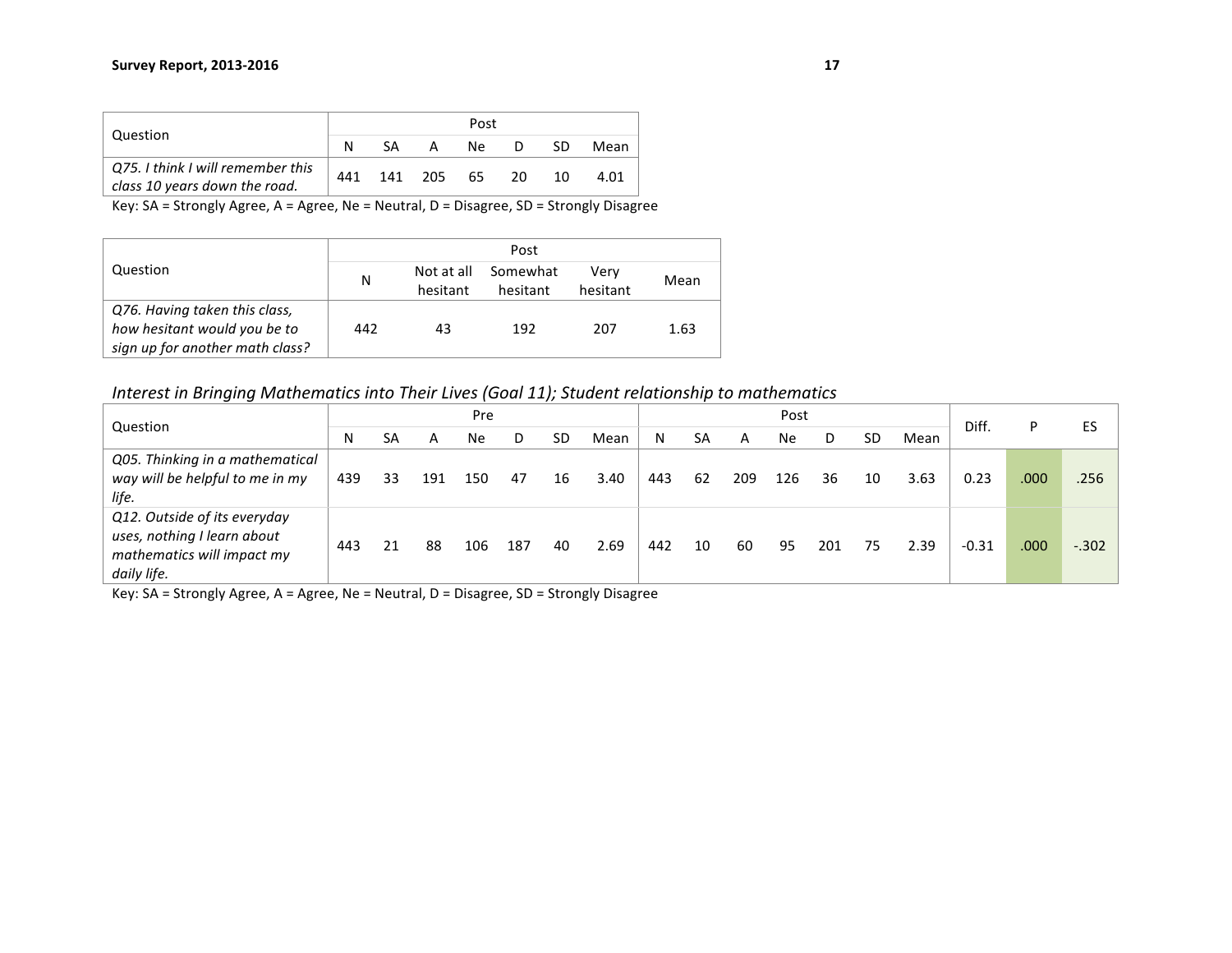| Question | Post | | | | | | |
|---|---|---|---|---|---|---|---|
| | N | SA | A | Ne | D | SD | Mean |
| *Q75. I think I will remember this class 10 years down the road.* | 441 | 141 | 205 | 65 | 20 | 10 | 4.01 |

Key: SA = Strongly Agree, A = Agree, Ne = Neutral, D = Disagree, SD = Strongly Disagree

| Question | Post | | | | |
|---|---|---|---|---|---|
| | N | Not at all hesitant | Somewhat hesitant | Very hesitant | Mean |
| *Q76. Having taken this class, how hesitant would you be to sign up for another math class?* | 442 | 43 | 192 | 207 | 1.63 |

### *Interest in Bringing Mathematics into Their Lives (Goal 11); Student relationship to mathematics*

| Question | Pre | | | | | | | Post | | | | | | | Diff. | P | ES |
|---|---|---|---|---|---|---|---|---|---|---|---|---|---|---|---|---|---|
| | N | SA | A | Ne | D | SD | Mean | N | SA | A | Ne | D | SD | Mean | | | |
| *Q05. Thinking in a mathematical way will be helpful to me in my life.* | 439 | 33 | 191 | 150 | 47 | 16 | 3.40 | 443 | 62 | 209 | 126 | 36 | 10 | 3.63 | 0.23 | .000 | .256 |
| *Q12. Outside of its everyday uses, nothing I learn about mathematics will impact my daily life.* | 443 | 21 | 88 | 106 | 187 | 40 | 2.69 | 442 | 10 | 60 | 95 | 201 | 75 | 2.39 | -0.31 | .000 | -.302 |

Key: SA = Strongly Agree, A = Agree, Ne = Neutral, D = Disagree, SD = Strongly Disagree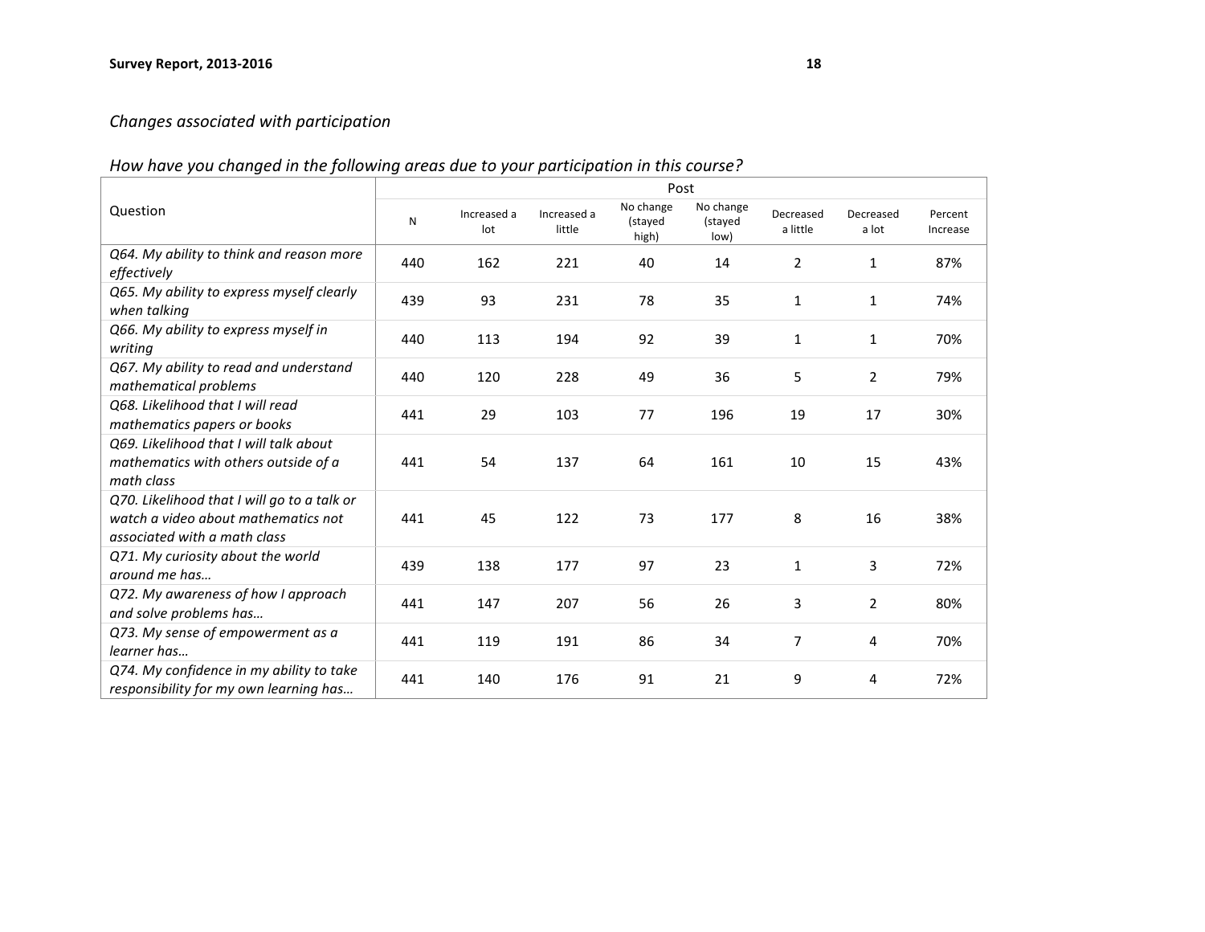*Changes associated with participation*

*How have you changed in the following areas due to your participation in this course?*

| Question | Post | | | | | | | |
|---|---|---|---|---|---|---|---|---|
| | N | Increased a lot | Increased a little | No change (stayed high) | No change (stayed low) | Decreased a little | Decreased a lot | Percent Increase |
| *Q64. My ability to think and reason more effectively* | 440 | 162 | 221 | 40 | 14 | 2 | 1 | 87% |
| *Q65. My ability to express myself clearly when talking* | 439 | 93 | 231 | 78 | 35 | 1 | 1 | 74% |
| *Q66. My ability to express myself in writing* | 440 | 113 | 194 | 92 | 39 | 1 | 1 | 70% |
| *Q67. My ability to read and understand mathematical problems* | 440 | 120 | 228 | 49 | 36 | 5 | 2 | 79% |
| *Q68. Likelihood that I will read mathematics papers or books* | 441 | 29 | 103 | 77 | 196 | 19 | 17 | 30% |
| *Q69. Likelihood that I will talk about mathematics with others outside of a math class* | 441 | 54 | 137 | 64 | 161 | 10 | 15 | 43% |
| *Q70. Likelihood that I will go to a talk or watch a video about mathematics not associated with a math class* | 441 | 45 | 122 | 73 | 177 | 8 | 16 | 38% |
| *Q71. My curiosity about the world around me has…* | 439 | 138 | 177 | 97 | 23 | 1 | 3 | 72% |
| *Q72. My awareness of how I approach and solve problems has…* | 441 | 147 | 207 | 56 | 26 | 3 | 2 | 80% |
| *Q73. My sense of empowerment as a learner has…* | 441 | 119 | 191 | 86 | 34 | 7 | 4 | 70% |
| *Q74. My confidence in my ability to take responsibility for my own learning has…* | 441 | 140 | 176 | 91 | 21 | 9 | 4 | 72% |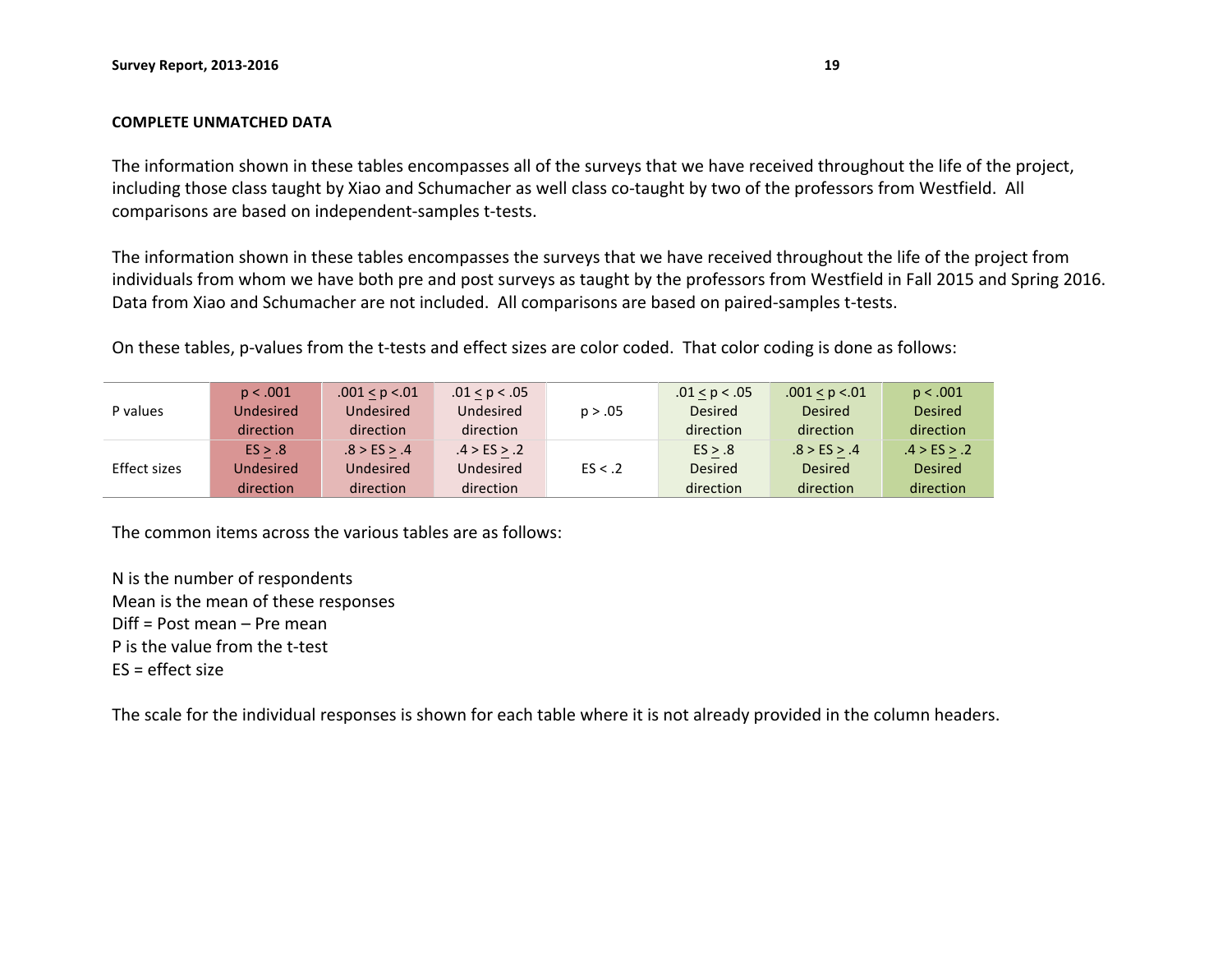**COMPLETE UNMATCHED DATA**

The information shown in these tables encompasses all of the surveys that we have received throughout the life of the project, including those class taught by Xiao and Schumacher as well class co-taught by two of the professors from Westfield. All comparisons are based on independent-samples t-tests.

The information shown in these tables encompasses the surveys that we have received throughout the life of the project from individuals from whom we have both pre and post surveys as taught by the professors from Westfield in Fall 2015 and Spring 2016. Data from Xiao and Schumacher are not included. All comparisons are based on paired-samples t-tests.

On these tables, p-values from the t-tests and effect sizes are color coded. That color coding is done as follows:

| | | | | | | | |
|---|---|---|---|---|---|---|---|
| P values | $p < .001$ Undesired direction | $.001 \leq p < .01$ Undesired direction | $.01 \leq p < .05$ Undesired direction | $p > .05$ | $.01 \leq p < .05$ Desired direction | $.001 \leq p < .01$ Desired direction | $p < .001$ Desired direction |
| Effect sizes | $ES \geq .8$ Undesired direction | $.8 > ES \geq .4$ Undesired direction | $.4 > ES \geq .2$ Undesired direction | $ES < .2$ | $ES \geq .8$ Desired direction | $.8 > ES \geq .4$ Desired direction | $.4 > ES \geq .2$ Desired direction |

The common items across the various tables are as follows:

N is the number of respondents
Mean is the mean of these responses
Diff = Post mean – Pre mean
P is the value from the t-test
ES = effect size

The scale for the individual responses is shown for each table where it is not already provided in the column headers.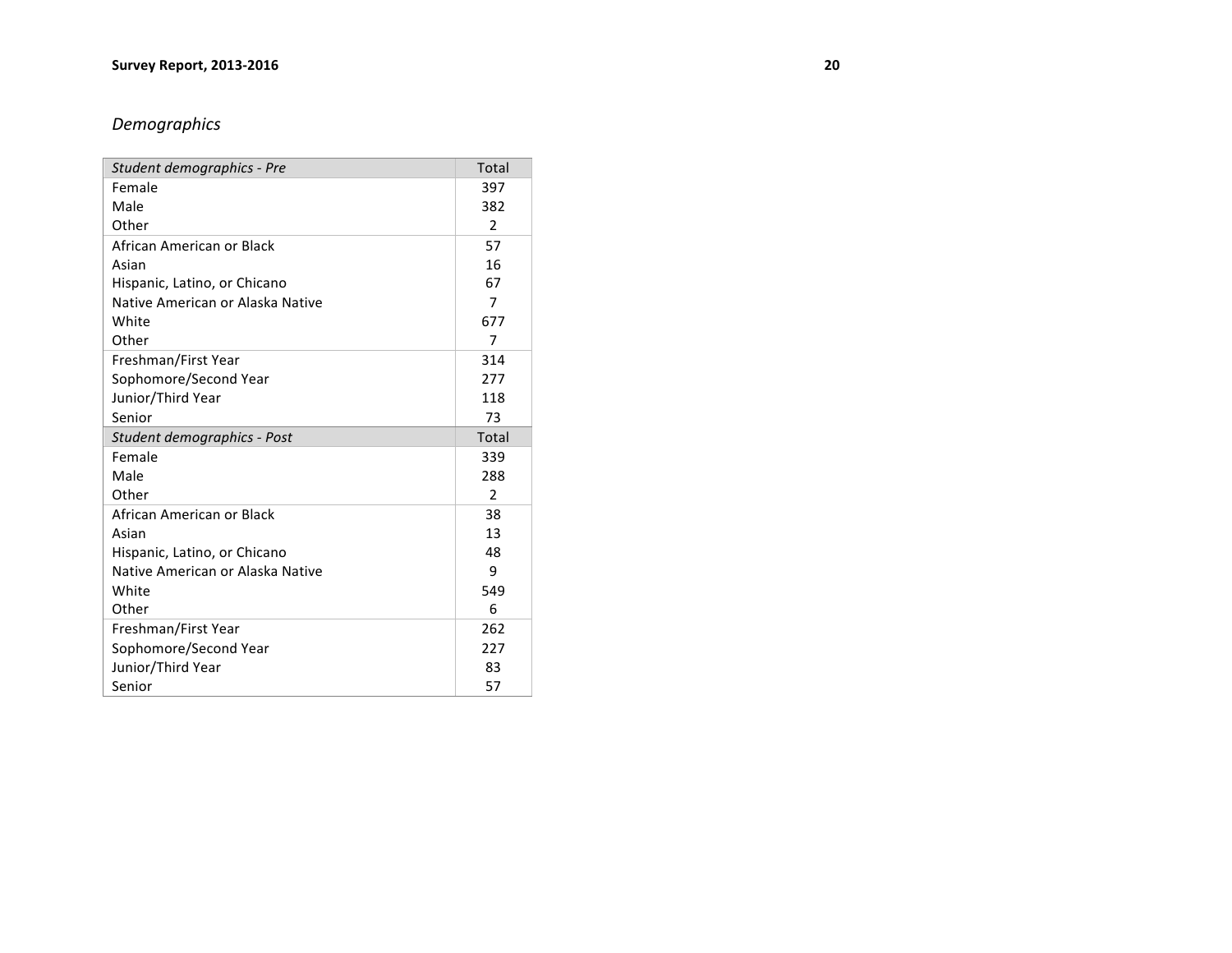## *Demographics*

| *Student demographics - Pre* | Total |
|---|---|
| Female | 397 |
| Male | 382 |
| Other | 2 |
| African American or Black | 57 |
| Asian | 16 |
| Hispanic, Latino, or Chicano | 67 |
| Native American or Alaska Native | 7 |
| White | 677 |
| Other | 7 |
| Freshman/First Year | 314 |
| Sophomore/Second Year | 277 |
| Junior/Third Year | 118 |
| Senior | 73 |
| *Student demographics - Post* | Total |
| Female | 339 |
| Male | 288 |
| Other | 2 |
| African American or Black | 38 |
| Asian | 13 |
| Hispanic, Latino, or Chicano | 48 |
| Native American or Alaska Native | 9 |
| White | 549 |
| Other | 6 |
| Freshman/First Year | 262 |
| Sophomore/Second Year | 227 |
| Junior/Third Year | 83 |
| Senior | 57 |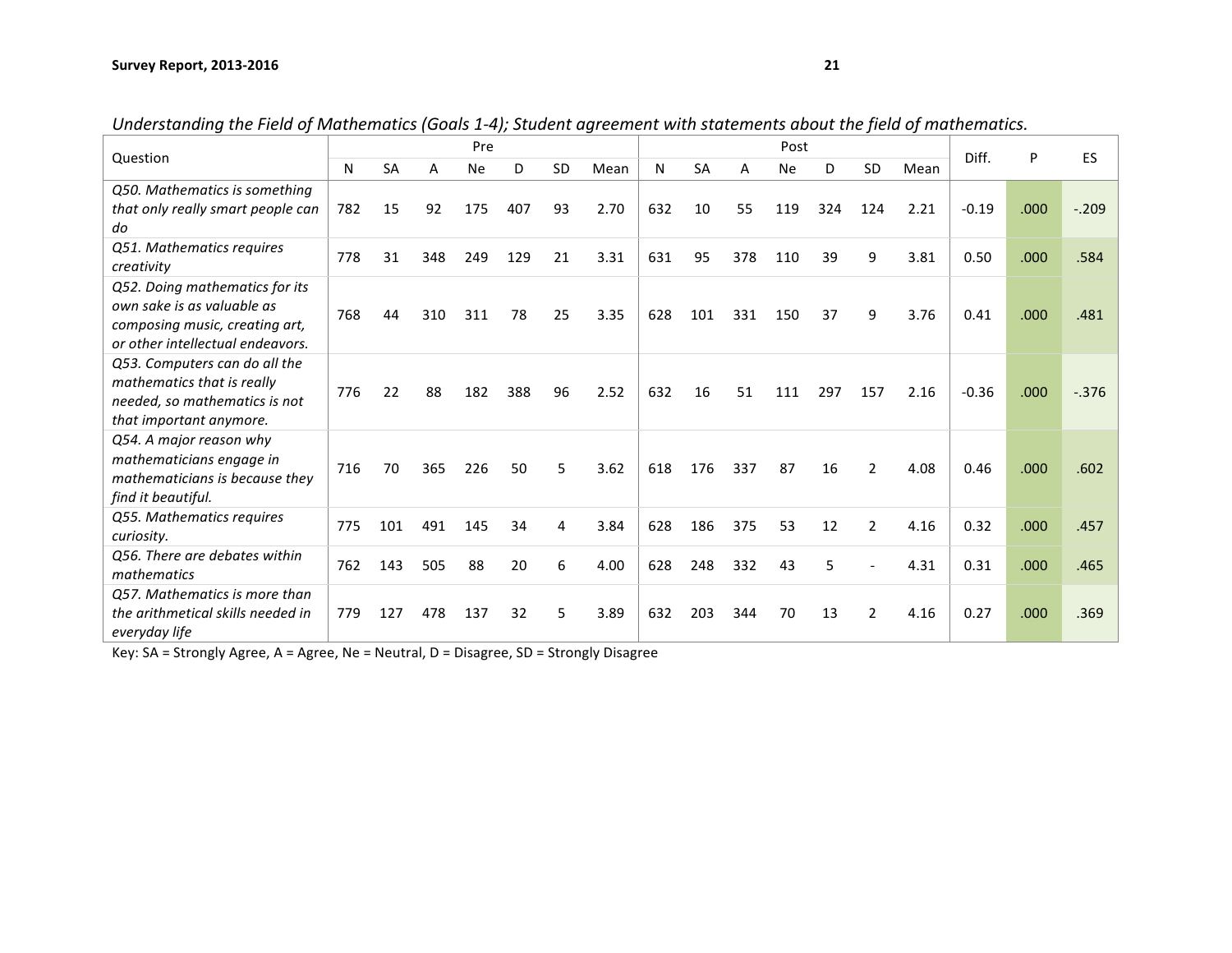*Understanding the Field of Mathematics (Goals 1-4); Student agreement with statements about the field of mathematics.*

| Question | Pre | | | | | | | Post | | | | | | | Diff. | P | ES |
|---|---|---|---|---|---|---|---|---|---|---|---|---|---|---|---|---|---|
| | N | SA | A | Ne | D | SD | Mean | N | SA | A | Ne | D | SD | Mean | | | |
| *Q50. Mathematics is something that only really smart people can do* | 782 | 15 | 92 | 175 | 407 | 93 | 2.70 | 632 | 10 | 55 | 119 | 324 | 124 | 2.21 | -0.19 | .000 | -.209 |
| *Q51. Mathematics requires creativity* | 778 | 31 | 348 | 249 | 129 | 21 | 3.31 | 631 | 95 | 378 | 110 | 39 | 9 | 3.81 | 0.50 | .000 | .584 |
| *Q52. Doing mathematics for its own sake is as valuable as composing music, creating art, or other intellectual endeavors.* | 768 | 44 | 310 | 311 | 78 | 25 | 3.35 | 628 | 101 | 331 | 150 | 37 | 9 | 3.76 | 0.41 | .000 | .481 |
| *Q53. Computers can do all the mathematics that is really needed, so mathematics is not that important anymore.* | 776 | 22 | 88 | 182 | 388 | 96 | 2.52 | 632 | 16 | 51 | 111 | 297 | 157 | 2.16 | -0.36 | .000 | -.376 |
| *Q54. A major reason why mathematicians engage in mathematicians is because they find it beautiful.* | 716 | 70 | 365 | 226 | 50 | 5 | 3.62 | 618 | 176 | 337 | 87 | 16 | 2 | 4.08 | 0.46 | .000 | .602 |
| *Q55. Mathematics requires curiosity.* | 775 | 101 | 491 | 145 | 34 | 4 | 3.84 | 628 | 186 | 375 | 53 | 12 | 2 | 4.16 | 0.32 | .000 | .457 |
| *Q56. There are debates within mathematics* | 762 | 143 | 505 | 88 | 20 | 6 | 4.00 | 628 | 248 | 332 | 43 | 5 | - | 4.31 | 0.31 | .000 | .465 |
| *Q57. Mathematics is more than the arithmetical skills needed in everyday life* | 779 | 127 | 478 | 137 | 32 | 5 | 3.89 | 632 | 203 | 344 | 70 | 13 | 2 | 4.16 | 0.27 | .000 | .369 |

Key: SA = Strongly Agree, A = Agree, Ne = Neutral, D = Disagree, SD = Strongly Disagree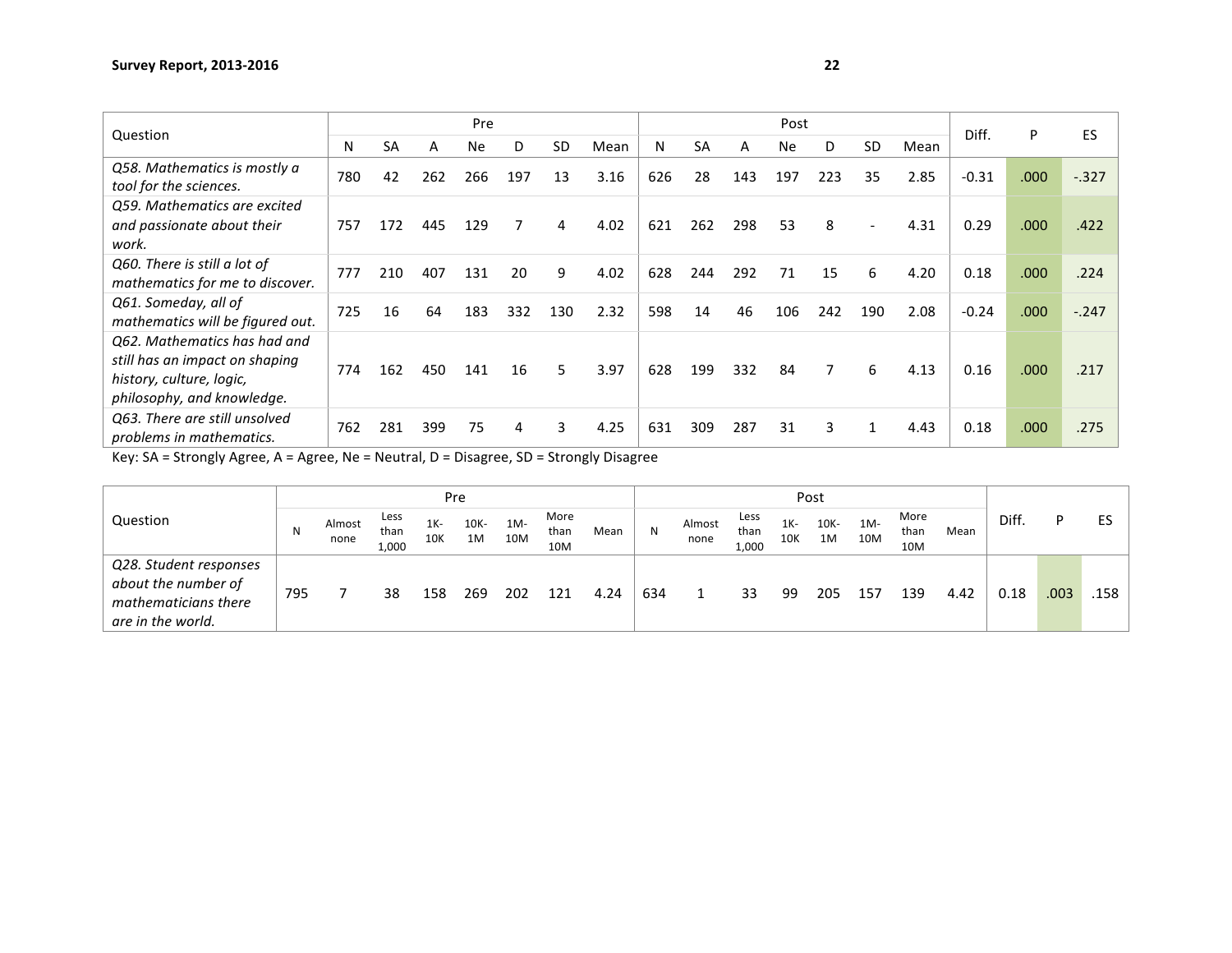| Question | Pre | | | | | | | Post | | | | | | | Diff. | P | ES |
|---|---|---|---|---|---|---|---|---|---|---|---|---|---|---|---|---|---|
| | N | SA | A | Ne | D | SD | Mean | N | SA | A | Ne | D | SD | Mean | | | |
| *Q58. Mathematics is mostly a tool for the sciences.* | 780 | 42 | 262 | 266 | 197 | 13 | 3.16 | 626 | 28 | 143 | 197 | 223 | 35 | 2.85 | -0.31 | .000 | -.327 |
| *Q59. Mathematics are excited and passionate about their work.* | 757 | 172 | 445 | 129 | 7 | 4 | 4.02 | 621 | 262 | 298 | 53 | 8 | - | 4.31 | 0.29 | .000 | .422 |
| *Q60. There is still a lot of mathematics for me to discover.* | 777 | 210 | 407 | 131 | 20 | 9 | 4.02 | 628 | 244 | 292 | 71 | 15 | 6 | 4.20 | 0.18 | .000 | .224 |
| *Q61. Someday, all of mathematics will be figured out.* | 725 | 16 | 64 | 183 | 332 | 130 | 2.32 | 598 | 14 | 46 | 106 | 242 | 190 | 2.08 | -0.24 | .000 | -.247 |
| *Q62. Mathematics has had and still has an impact on shaping history, culture, logic, philosophy, and knowledge.* | 774 | 162 | 450 | 141 | 16 | 5 | 3.97 | 628 | 199 | 332 | 84 | 7 | 6 | 4.13 | 0.16 | .000 | .217 |
| *Q63. There are still unsolved problems in mathematics.* | 762 | 281 | 399 | 75 | 4 | 3 | 4.25 | 631 | 309 | 287 | 31 | 3 | 1 | 4.43 | 0.18 | .000 | .275 |

Key: SA = Strongly Agree, A = Agree, Ne = Neutral, D = Disagree, SD = Strongly Disagree

| Question | Pre | | | | | | | | Post | | | | | | | | Diff. | P | ES |
|---|---|---|---|---|---|---|---|---|---|---|---|---|---|---|---|---|---|---|---|
| | N | Almost none | Less than 1,000 | 1K-10K | 10K-1M | 1M-10M | More than 10M | Mean | N | Almost none | Less than 1,000 | 1K-10K | 10K-1M | 1M-10M | More than 10M | Mean | | | |
| *Q28. Student responses about the number of mathematicians there are in the world.* | 795 | 7 | 38 | 158 | 269 | 202 | 121 | 4.24 | 634 | 1 | 33 | 99 | 205 | 157 | 139 | 4.42 | 0.18 | .003 | .158 |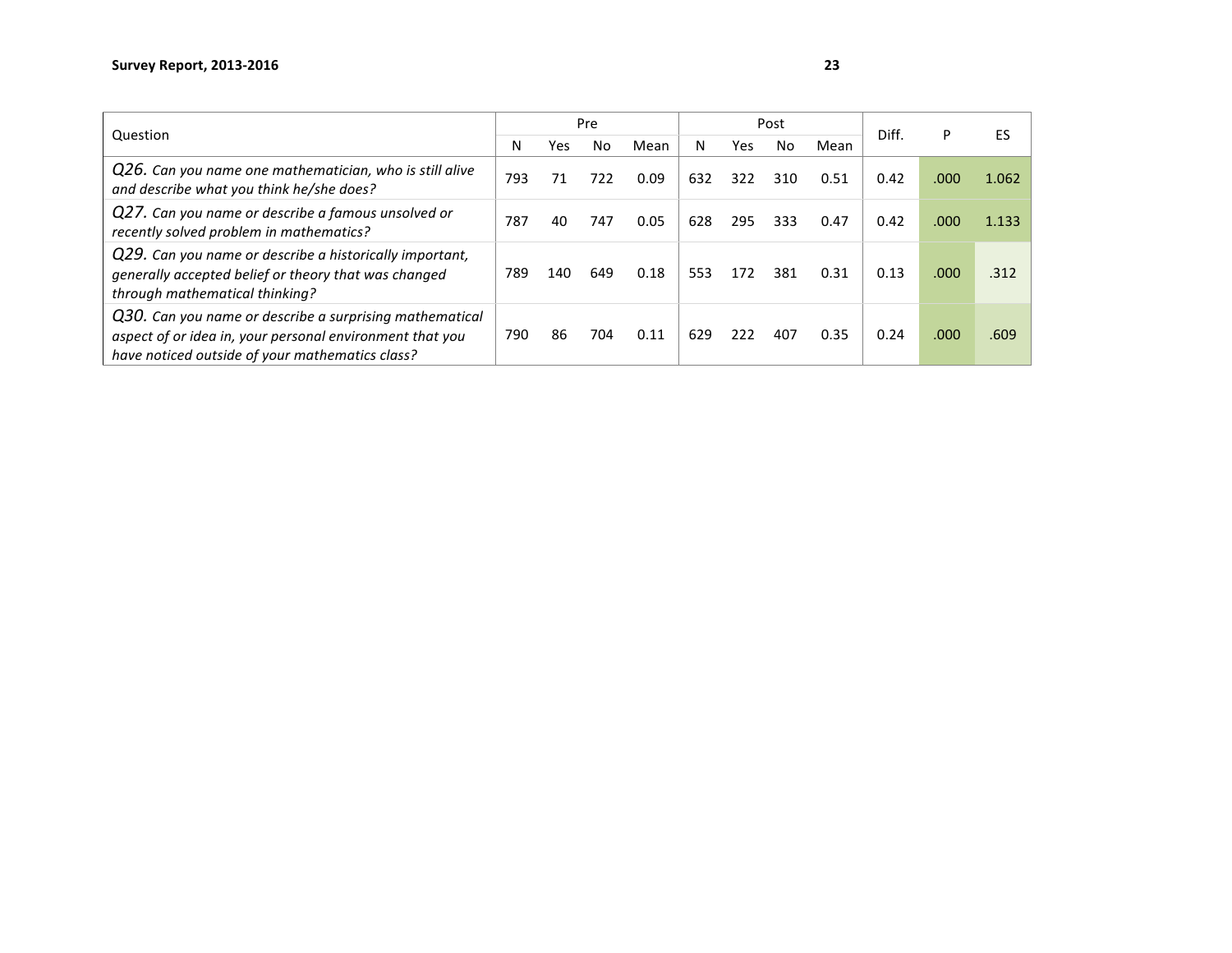| Question | Pre | | | | Post | | | | Diff. | P | ES |
|---|---|---|---|---|---|---|---|---|---|---|---|
| | N | Yes | No | Mean | N | Yes | No | Mean | | | |
| *Q26. Can you name one mathematician, who is still alive and describe what you think he/she does?* | 793 | 71 | 722 | 0.09 | 632 | 322 | 310 | 0.51 | 0.42 | .000 | 1.062 |
| *Q27. Can you name or describe a famous unsolved or recently solved problem in mathematics?* | 787 | 40 | 747 | 0.05 | 628 | 295 | 333 | 0.47 | 0.42 | .000 | 1.133 |
| *Q29. Can you name or describe a historically important, generally accepted belief or theory that was changed through mathematical thinking?* | 789 | 140 | 649 | 0.18 | 553 | 172 | 381 | 0.31 | 0.13 | .000 | .312 |
| *Q30. Can you name or describe a surprising mathematical aspect of or idea in, your personal environment that you have noticed outside of your mathematics class?* | 790 | 86 | 704 | 0.11 | 629 | 222 | 407 | 0.35 | 0.24 | .000 | .609 |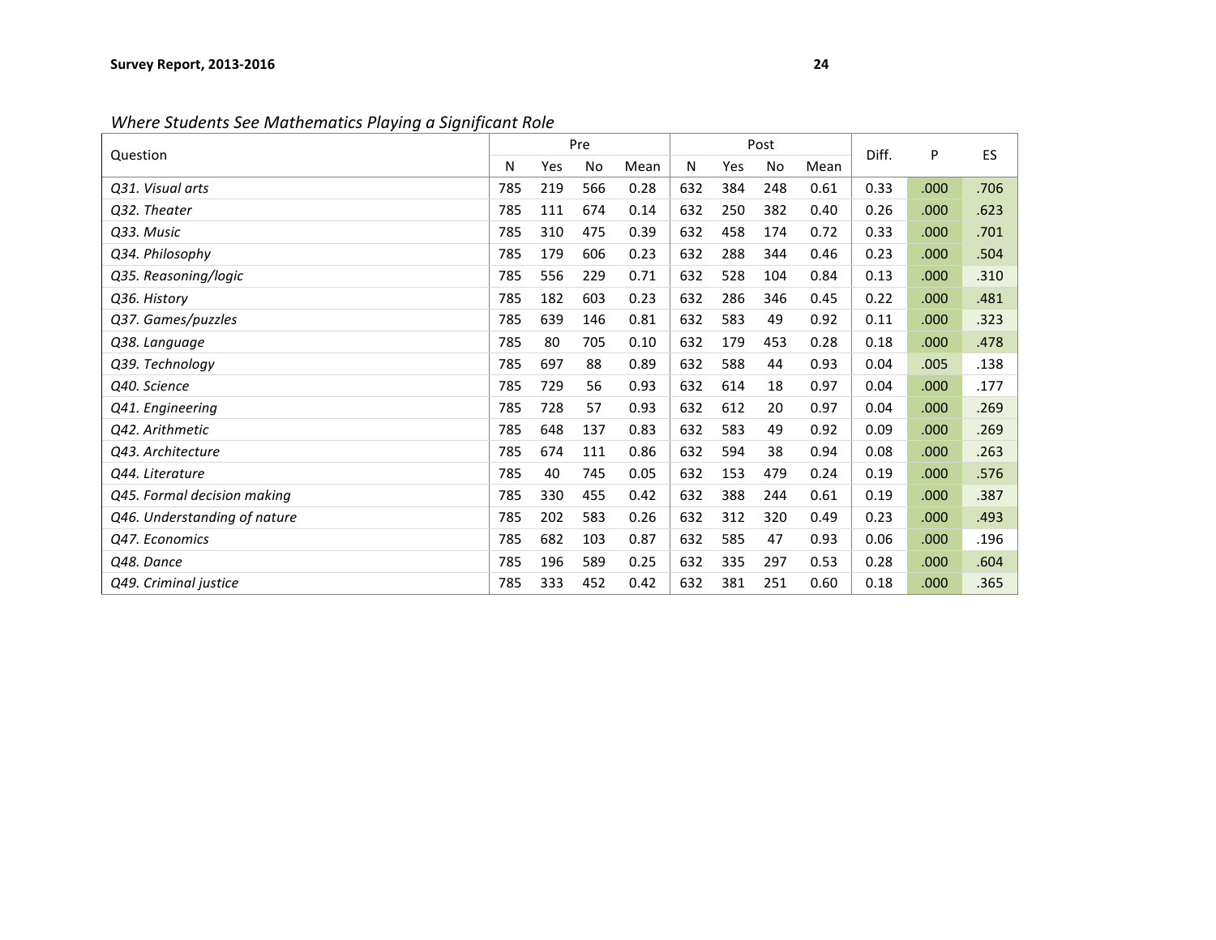*Where Students See Mathematics Playing a Significant Role*

| Question | Pre | | | | Post | | | | Diff. | P | ES |
|---|---|---|---|---|---|---|---|---|---|---|---|
| | N | Yes | No | Mean | N | Yes | No | Mean | | | |
| *Q31. Visual arts* | 785 | 219 | 566 | 0.28 | 632 | 384 | 248 | 0.61 | 0.33 | .000 | .706 |
| *Q32. Theater* | 785 | 111 | 674 | 0.14 | 632 | 250 | 382 | 0.40 | 0.26 | .000 | .623 |
| *Q33. Music* | 785 | 310 | 475 | 0.39 | 632 | 458 | 174 | 0.72 | 0.33 | .000 | .701 |
| *Q34. Philosophy* | 785 | 179 | 606 | 0.23 | 632 | 288 | 344 | 0.46 | 0.23 | .000 | .504 |
| *Q35. Reasoning/logic* | 785 | 556 | 229 | 0.71 | 632 | 528 | 104 | 0.84 | 0.13 | .000 | .310 |
| *Q36. History* | 785 | 182 | 603 | 0.23 | 632 | 286 | 346 | 0.45 | 0.22 | .000 | .481 |
| *Q37. Games/puzzles* | 785 | 639 | 146 | 0.81 | 632 | 583 | 49 | 0.92 | 0.11 | .000 | .323 |
| *Q38. Language* | 785 | 80 | 705 | 0.10 | 632 | 179 | 453 | 0.28 | 0.18 | .000 | .478 |
| *Q39. Technology* | 785 | 697 | 88 | 0.89 | 632 | 588 | 44 | 0.93 | 0.04 | .005 | .138 |
| *Q40. Science* | 785 | 729 | 56 | 0.93 | 632 | 614 | 18 | 0.97 | 0.04 | .000 | .177 |
| *Q41. Engineering* | 785 | 728 | 57 | 0.93 | 632 | 612 | 20 | 0.97 | 0.04 | .000 | .269 |
| *Q42. Arithmetic* | 785 | 648 | 137 | 0.83 | 632 | 583 | 49 | 0.92 | 0.09 | .000 | .269 |
| *Q43. Architecture* | 785 | 674 | 111 | 0.86 | 632 | 594 | 38 | 0.94 | 0.08 | .000 | .263 |
| *Q44. Literature* | 785 | 40 | 745 | 0.05 | 632 | 153 | 479 | 0.24 | 0.19 | .000 | .576 |
| *Q45. Formal decision making* | 785 | 330 | 455 | 0.42 | 632 | 388 | 244 | 0.61 | 0.19 | .000 | .387 |
| *Q46. Understanding of nature* | 785 | 202 | 583 | 0.26 | 632 | 312 | 320 | 0.49 | 0.23 | .000 | .493 |
| *Q47. Economics* | 785 | 682 | 103 | 0.87 | 632 | 585 | 47 | 0.93 | 0.06 | .000 | .196 |
| *Q48. Dance* | 785 | 196 | 589 | 0.25 | 632 | 335 | 297 | 0.53 | 0.28 | .000 | .604 |
| *Q49. Criminal justice* | 785 | 333 | 452 | 0.42 | 632 | 381 | 251 | 0.60 | 0.18 | .000 | .365 |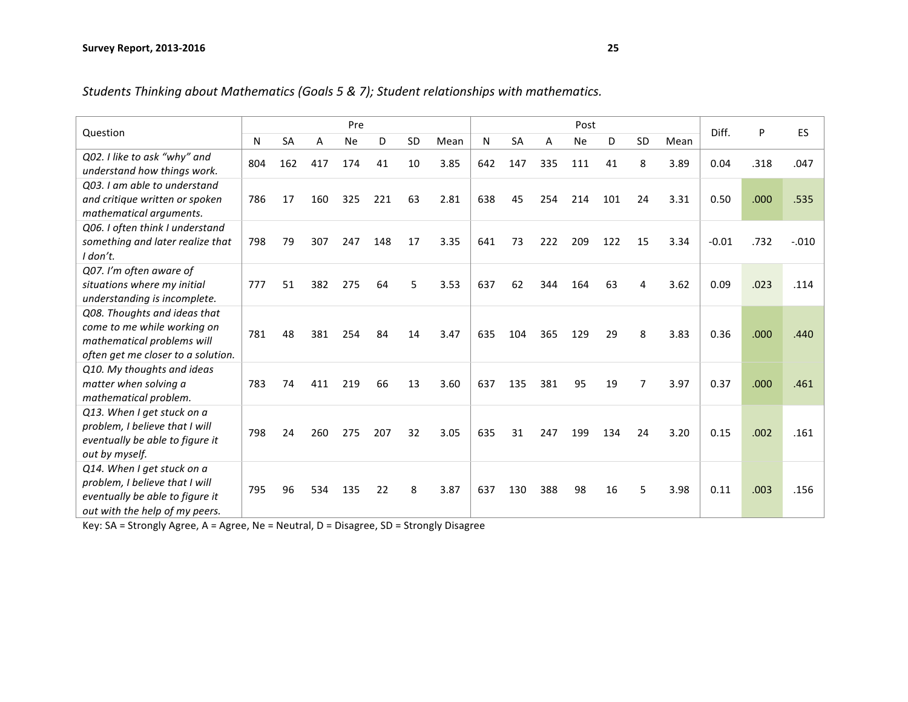*Students Thinking about Mathematics (Goals 5 & 7); Student relationships with mathematics.*

| Question | Pre | | | | | | | Post | | | | | | | Diff. | P | ES |
|---|---|---|---|---|---|---|---|---|---|---|---|---|---|---|---|---|---|
| | N | SA | A | Ne | D | SD | Mean | N | SA | A | Ne | D | SD | Mean | | | |
| *Q02. I like to ask "why" and understand how things work.* | 804 | 162 | 417 | 174 | 41 | 10 | 3.85 | 642 | 147 | 335 | 111 | 41 | 8 | 3.89 | 0.04 | .318 | .047 |
| *Q03. I am able to understand and critique written or spoken mathematical arguments.* | 786 | 17 | 160 | 325 | 221 | 63 | 2.81 | 638 | 45 | 254 | 214 | 101 | 24 | 3.31 | 0.50 | .000 | .535 |
| *Q06. I often think I understand something and later realize that I don't.* | 798 | 79 | 307 | 247 | 148 | 17 | 3.35 | 641 | 73 | 222 | 209 | 122 | 15 | 3.34 | -0.01 | .732 | -.010 |
| *Q07. I'm often aware of situations where my initial understanding is incomplete.* | 777 | 51 | 382 | 275 | 64 | 5 | 3.53 | 637 | 62 | 344 | 164 | 63 | 4 | 3.62 | 0.09 | .023 | .114 |
| *Q08. Thoughts and ideas that come to me while working on mathematical problems will often get me closer to a solution.* | 781 | 48 | 381 | 254 | 84 | 14 | 3.47 | 635 | 104 | 365 | 129 | 29 | 8 | 3.83 | 0.36 | .000 | .440 |
| *Q10. My thoughts and ideas matter when solving a mathematical problem.* | 783 | 74 | 411 | 219 | 66 | 13 | 3.60 | 637 | 135 | 381 | 95 | 19 | 7 | 3.97 | 0.37 | .000 | .461 |
| *Q13. When I get stuck on a problem, I believe that I will eventually be able to figure it out by myself.* | 798 | 24 | 260 | 275 | 207 | 32 | 3.05 | 635 | 31 | 247 | 199 | 134 | 24 | 3.20 | 0.15 | .002 | .161 |
| *Q14. When I get stuck on a problem, I believe that I will eventually be able to figure it out with the help of my peers.* | 795 | 96 | 534 | 135 | 22 | 8 | 3.87 | 637 | 130 | 388 | 98 | 16 | 5 | 3.98 | 0.11 | .003 | .156 |

Key: SA = Strongly Agree, A = Agree, Ne = Neutral, D = Disagree, SD = Strongly Disagree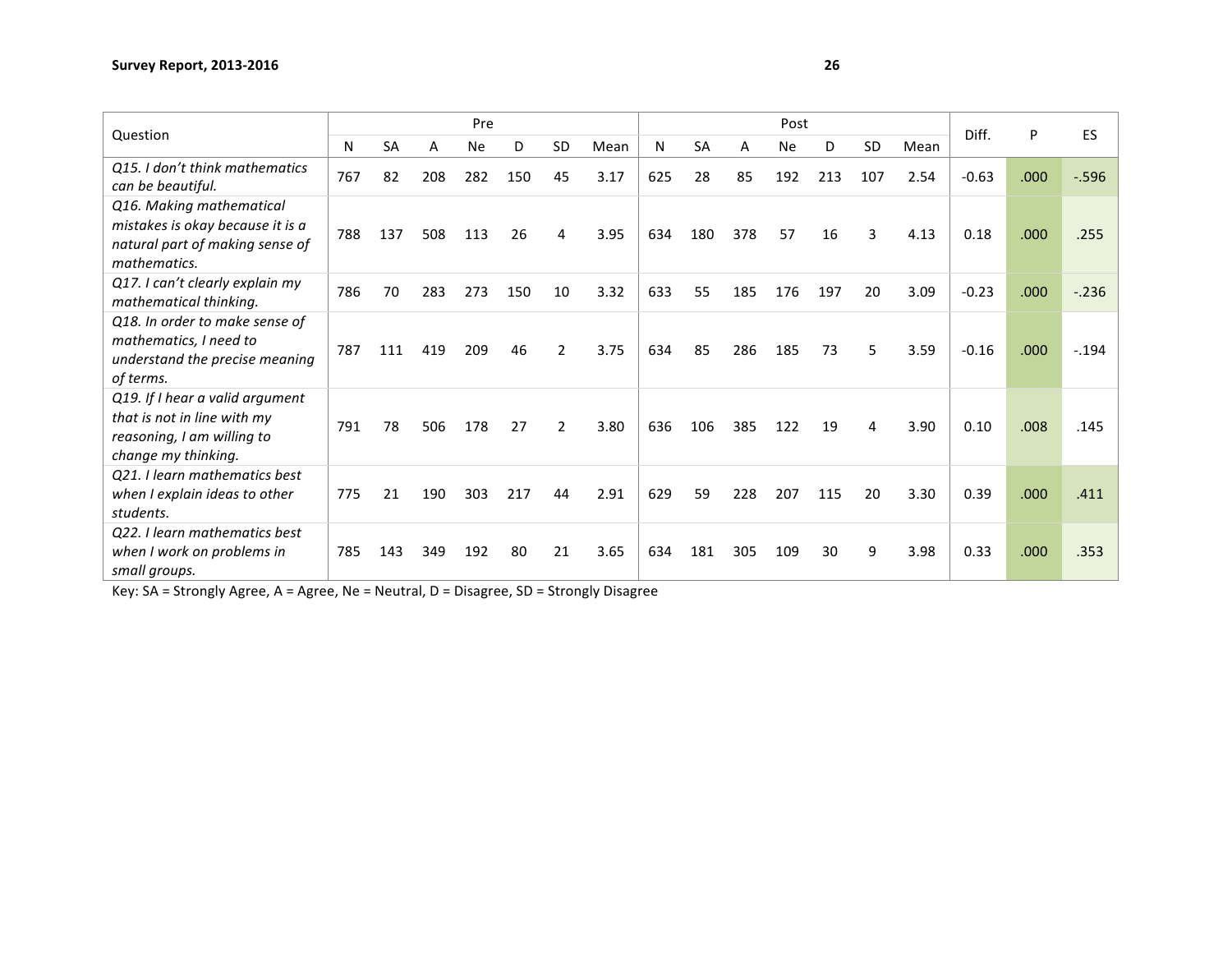| Question | Pre | | | | | | | Post | | | | | | | Diff. | P | ES |
|---|---|---|---|---|---|---|---|---|---|---|---|---|---|---|---|---|---|
| | N | SA | A | Ne | D | SD | Mean | N | SA | A | Ne | D | SD | Mean | | | |
| *Q15. I don't think mathematics can be beautiful.* | 767 | 82 | 208 | 282 | 150 | 45 | 3.17 | 625 | 28 | 85 | 192 | 213 | 107 | 2.54 | -0.63 | .000 | -.596 |
| *Q16. Making mathematical mistakes is okay because it is a natural part of making sense of mathematics.* | 788 | 137 | 508 | 113 | 26 | 4 | 3.95 | 634 | 180 | 378 | 57 | 16 | 3 | 4.13 | 0.18 | .000 | .255 |
| *Q17. I can't clearly explain my mathematical thinking.* | 786 | 70 | 283 | 273 | 150 | 10 | 3.32 | 633 | 55 | 185 | 176 | 197 | 20 | 3.09 | -0.23 | .000 | -.236 |
| *Q18. In order to make sense of mathematics, I need to understand the precise meaning of terms.* | 787 | 111 | 419 | 209 | 46 | 2 | 3.75 | 634 | 85 | 286 | 185 | 73 | 5 | 3.59 | -0.16 | .000 | -.194 |
| *Q19. If I hear a valid argument that is not in line with my reasoning, I am willing to change my thinking.* | 791 | 78 | 506 | 178 | 27 | 2 | 3.80 | 636 | 106 | 385 | 122 | 19 | 4 | 3.90 | 0.10 | .008 | .145 |
| *Q21. I learn mathematics best when I explain ideas to other students.* | 775 | 21 | 190 | 303 | 217 | 44 | 2.91 | 629 | 59 | 228 | 207 | 115 | 20 | 3.30 | 0.39 | .000 | .411 |
| *Q22. I learn mathematics best when I work on problems in small groups.* | 785 | 143 | 349 | 192 | 80 | 21 | 3.65 | 634 | 181 | 305 | 109 | 30 | 9 | 3.98 | 0.33 | .000 | .353 |

Key: SA = Strongly Agree, A = Agree, Ne = Neutral, D = Disagree, SD = Strongly Disagree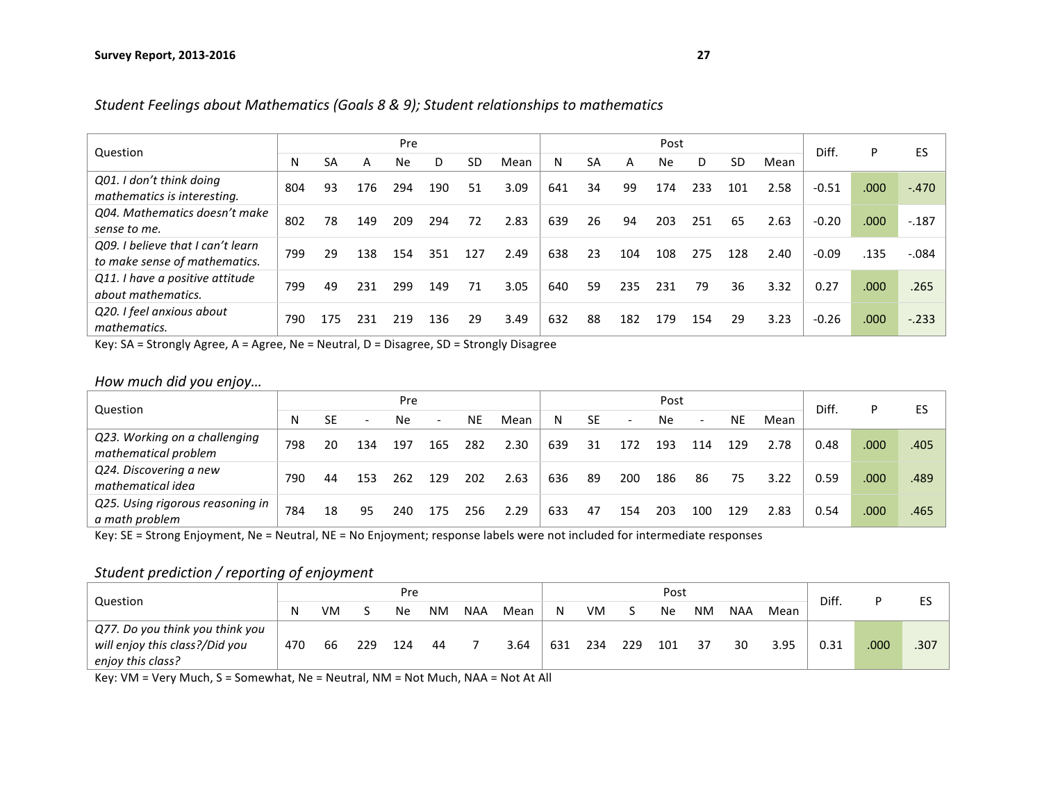*Student Feelings about Mathematics (Goals 8 & 9); Student relationships to mathematics*

| Question | Pre | | | | | | | Post | | | | | | | Diff. | P | ES |
|---|---|---|---|---|---|---|---|---|---|---|---|---|---|---|---|---|---|
| | N | SA | A | Ne | D | SD | Mean | N | SA | A | Ne | D | SD | Mean | | | |
| *Q01. I don't think doing mathematics is interesting.* | 804 | 93 | 176 | 294 | 190 | 51 | 3.09 | 641 | 34 | 99 | 174 | 233 | 101 | 2.58 | -0.51 | .000 | -.470 |
| *Q04. Mathematics doesn't make sense to me.* | 802 | 78 | 149 | 209 | 294 | 72 | 2.83 | 639 | 26 | 94 | 203 | 251 | 65 | 2.63 | -0.20 | .000 | -.187 |
| *Q09. I believe that I can't learn to make sense of mathematics.* | 799 | 29 | 138 | 154 | 351 | 127 | 2.49 | 638 | 23 | 104 | 108 | 275 | 128 | 2.40 | -0.09 | .135 | -.084 |
| *Q11. I have a positive attitude about mathematics.* | 799 | 49 | 231 | 299 | 149 | 71 | 3.05 | 640 | 59 | 235 | 231 | 79 | 36 | 3.32 | 0.27 | .000 | .265 |
| *Q20. I feel anxious about mathematics.* | 790 | 175 | 231 | 219 | 136 | 29 | 3.49 | 632 | 88 | 182 | 179 | 154 | 29 | 3.23 | -0.26 | .000 | -.233 |

Key: SA = Strongly Agree, A = Agree, Ne = Neutral, D = Disagree, SD = Strongly Disagree

*How much did you enjoy…*

| Question | Pre | | | | | | | Post | | | | | | | Diff. | P | ES |
|---|---|---|---|---|---|---|---|---|---|---|---|---|---|---|---|---|---|
| | N | SE | - | Ne | - | NE | Mean | N | SE | - | Ne | - | NE | Mean | | | |
| *Q23. Working on a challenging mathematical problem* | 798 | 20 | 134 | 197 | 165 | 282 | 2.30 | 639 | 31 | 172 | 193 | 114 | 129 | 2.78 | 0.48 | .000 | .405 |
| *Q24. Discovering a new mathematical idea* | 790 | 44 | 153 | 262 | 129 | 202 | 2.63 | 636 | 89 | 200 | 186 | 86 | 75 | 3.22 | 0.59 | .000 | .489 |
| *Q25. Using rigorous reasoning in a math problem* | 784 | 18 | 95 | 240 | 175 | 256 | 2.29 | 633 | 47 | 154 | 203 | 100 | 129 | 2.83 | 0.54 | .000 | .465 |

Key: SE = Strong Enjoyment, Ne = Neutral, NE = No Enjoyment; response labels were not included for intermediate responses

*Student prediction / reporting of enjoyment*

| Question | Pre | | | | | | | Post | | | | | | | Diff. | P | ES |
|---|---|---|---|---|---|---|---|---|---|---|---|---|---|---|---|---|---|
| | N | VM | S | Ne | NM | NAA | Mean | N | VM | S | Ne | NM | NAA | Mean | | | |
| *Q77. Do you think you think you will enjoy this class?/Did you enjoy this class?* | 470 | 66 | 229 | 124 | 44 | 7 | 3.64 | 631 | 234 | 229 | 101 | 37 | 30 | 3.95 | 0.31 | .000 | .307 |

Key: VM = Very Much, S = Somewhat, Ne = Neutral, NM = Not Much, NAA = Not At All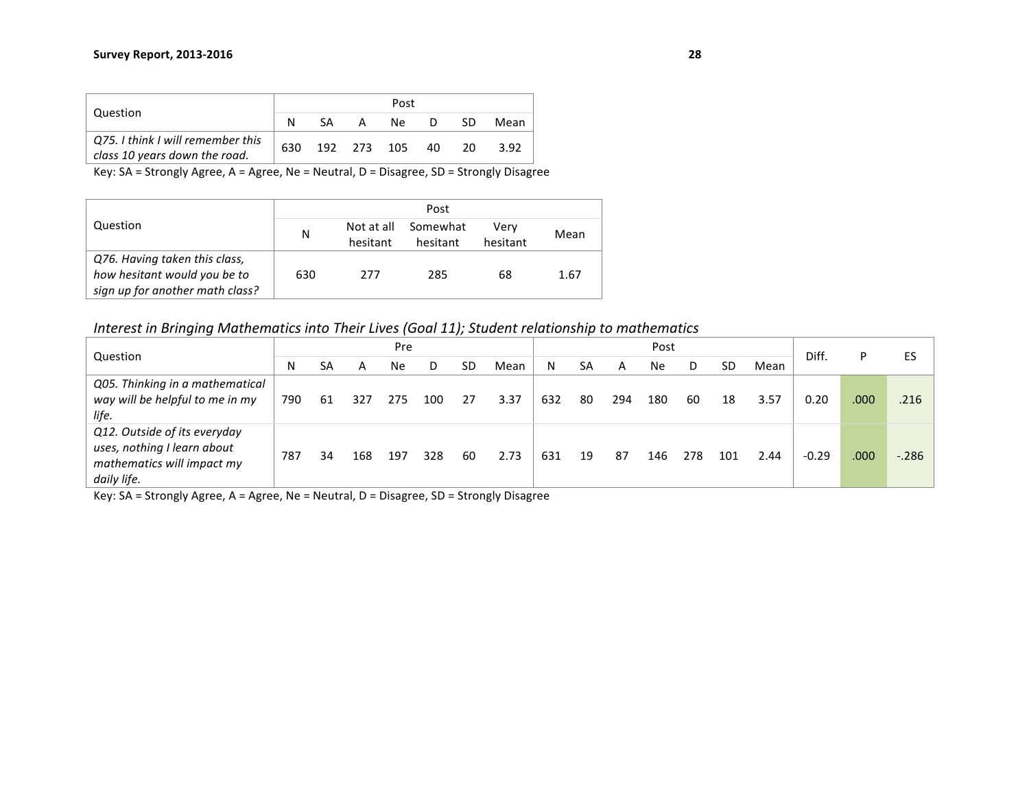| Question | Post | | | | | | |
|---|---|---|---|---|---|---|---|
| | N | SA | A | Ne | D | SD | Mean |
| *Q75. I think I will remember this class 10 years down the road.* | 630 | 192 | 273 | 105 | 40 | 20 | 3.92 |

Key: SA = Strongly Agree, A = Agree, Ne = Neutral, D = Disagree, SD = Strongly Disagree

| Question | Post | | | | |
|---|---|---|---|---|---|
| | N | Not at all hesitant | Somewhat hesitant | Very hesitant | Mean |
| *Q76. Having taken this class, how hesitant would you be to sign up for another math class?* | 630 | 277 | 285 | 68 | 1.67 |

### *Interest in Bringing Mathematics into Their Lives (Goal 11); Student relationship to mathematics*

| Question | Pre | | | | | | | Post | | | | | | | Diff. | P | ES |
|---|---|---|---|---|---|---|---|---|---|---|---|---|---|---|---|---|---|
| | N | SA | A | Ne | D | SD | Mean | N | SA | A | Ne | D | SD | Mean | | | |
| *Q05. Thinking in a mathematical way will be helpful to me in my life.* | 790 | 61 | 327 | 275 | 100 | 27 | 3.37 | 632 | 80 | 294 | 180 | 60 | 18 | 3.57 | 0.20 | .000 | .216 |
| *Q12. Outside of its everyday uses, nothing I learn about mathematics will impact my daily life.* | 787 | 34 | 168 | 197 | 328 | 60 | 2.73 | 631 | 19 | 87 | 146 | 278 | 101 | 2.44 | -0.29 | .000 | -.286 |

Key: SA = Strongly Agree, A = Agree, Ne = Neutral, D = Disagree, SD = Strongly Disagree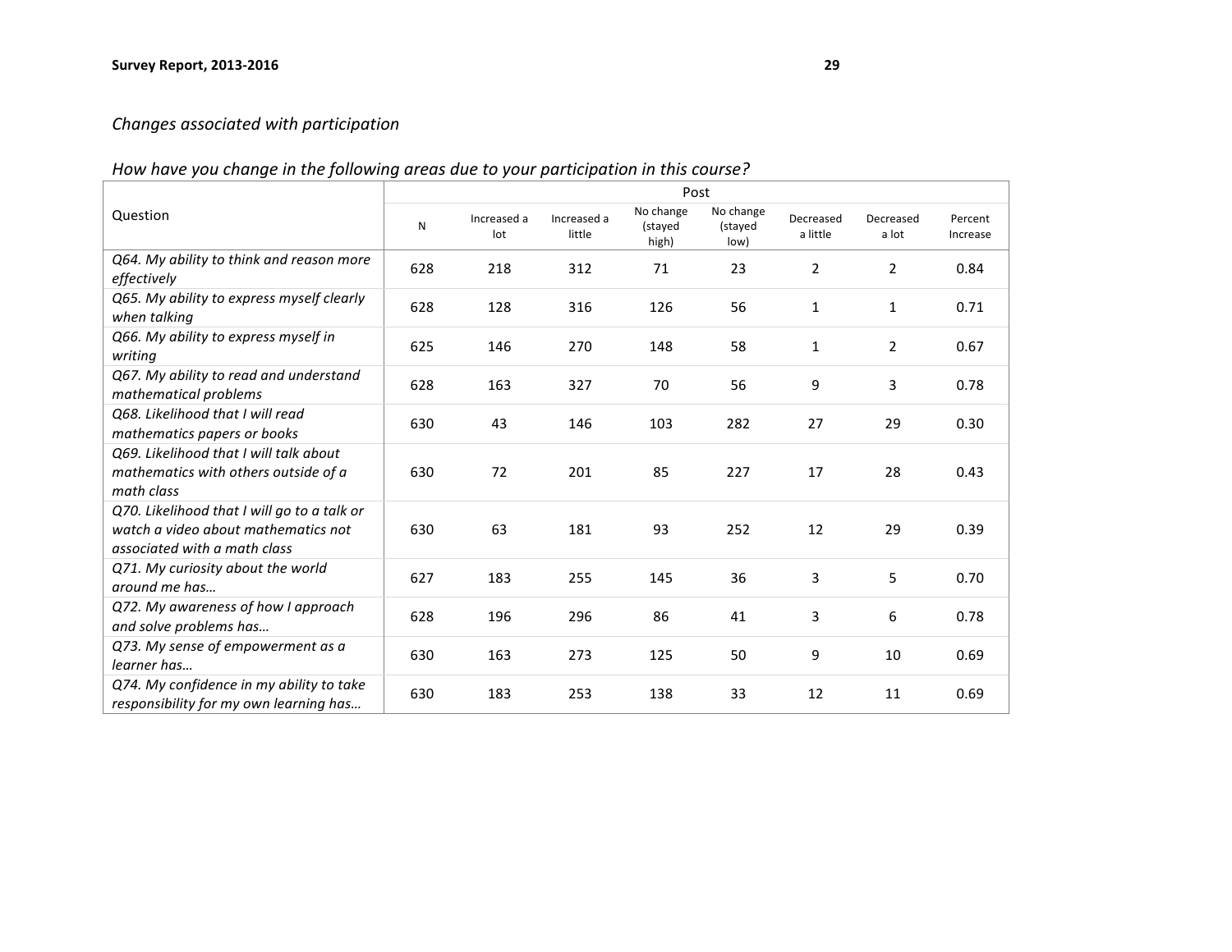*Changes associated with participation*

*How have you change in the following areas due to your participation in this course?*

| Question | Post | | | | | | | |
|---|---|---|---|---|---|---|---|---|
| | N | Increased a lot | Increased a little | No change (stayed high) | No change (stayed low) | Decreased a little | Decreased a lot | Percent Increase |
| *Q64. My ability to think and reason more effectively* | 628 | 218 | 312 | 71 | 23 | 2 | 2 | 0.84 |
| *Q65. My ability to express myself clearly when talking* | 628 | 128 | 316 | 126 | 56 | 1 | 1 | 0.71 |
| *Q66. My ability to express myself in writing* | 625 | 146 | 270 | 148 | 58 | 1 | 2 | 0.67 |
| *Q67. My ability to read and understand mathematical problems* | 628 | 163 | 327 | 70 | 56 | 9 | 3 | 0.78 |
| *Q68. Likelihood that I will read mathematics papers or books* | 630 | 43 | 146 | 103 | 282 | 27 | 29 | 0.30 |
| *Q69. Likelihood that I will talk about mathematics with others outside of a math class* | 630 | 72 | 201 | 85 | 227 | 17 | 28 | 0.43 |
| *Q70. Likelihood that I will go to a talk or watch a video about mathematics not associated with a math class* | 630 | 63 | 181 | 93 | 252 | 12 | 29 | 0.39 |
| *Q71. My curiosity about the world around me has…* | 627 | 183 | 255 | 145 | 36 | 3 | 5 | 0.70 |
| *Q72. My awareness of how I approach and solve problems has…* | 628 | 196 | 296 | 86 | 41 | 3 | 6 | 0.78 |
| *Q73. My sense of empowerment as a learner has…* | 630 | 163 | 273 | 125 | 50 | 9 | 10 | 0.69 |
| *Q74. My confidence in my ability to take responsibility for my own learning has…* | 630 | 183 | 253 | 138 | 33 | 12 | 11 | 0.69 |